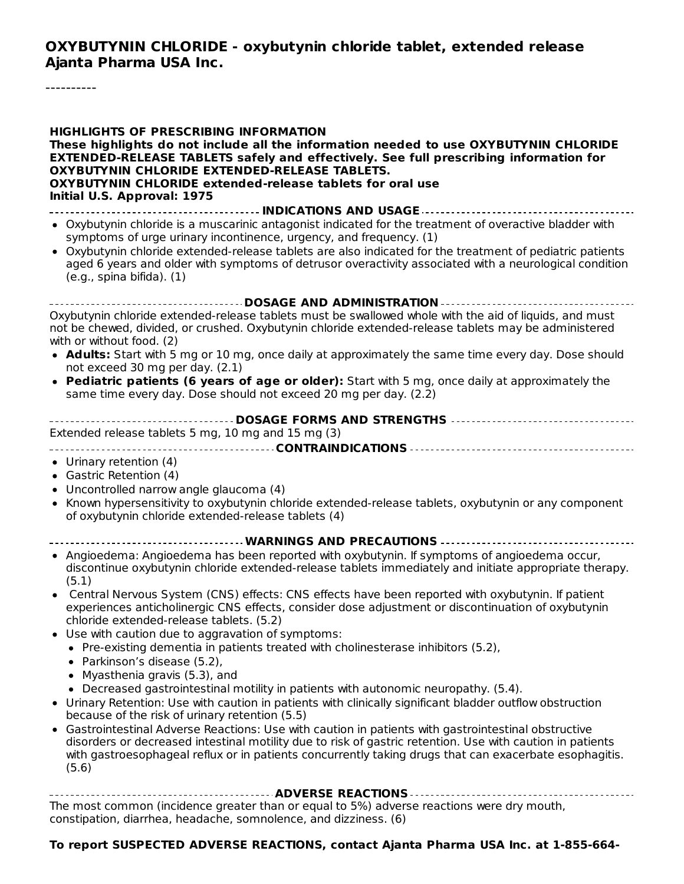# OXYBUTYNIN CHLORIDE - oxybutynin chloride tablet, extended release
**Ajanta Pharma USA Inc.**

----------

**HIGHLIGHTS OF PRESCRIBING INFORMATION**

**These highlights do not include all the information needed to use OXYBUTYNIN CHLORIDE EXTENDED-RELEASE TABLETS safely and effectively. See full prescribing information for OXYBUTYNIN CHLORIDE EXTENDED-RELEASE TABLETS.**

**OXYBUTYNIN CHLORIDE extended-release tablets for oral use**

**Initial U.S. Approval: 1975**

## INDICATIONS AND USAGE

- Oxybutynin chloride is a muscarinic antagonist indicated for the treatment of overactive bladder with symptoms of urge urinary incontinence, urgency, and frequency. (1)
- Oxybutynin chloride extended-release tablets are also indicated for the treatment of pediatric patients aged 6 years and older with symptoms of detrusor overactivity associated with a neurological condition (e.g., spina bifida). (1)

## DOSAGE AND ADMINISTRATION

Oxybutynin chloride extended-release tablets must be swallowed whole with the aid of liquids, and must not be chewed, divided, or crushed. Oxybutynin chloride extended-release tablets may be administered with or without food. (2)

- **Adults:** Start with 5 mg or 10 mg, once daily at approximately the same time every day. Dose should not exceed 30 mg per day. (2.1)
- **Pediatric patients (6 years of age or older):** Start with 5 mg, once daily at approximately the same time every day. Dose should not exceed 20 mg per day. (2.2)

## DOSAGE FORMS AND STRENGTHS

Extended release tablets 5 mg, 10 mg and 15 mg (3)

## CONTRAINDICATIONS

- Urinary retention (4)
- Gastric Retention (4)
- Uncontrolled narrow angle glaucoma (4)
- Known hypersensitivity to oxybutynin chloride extended-release tablets, oxybutynin or any component of oxybutynin chloride extended-release tablets (4)

## WARNINGS AND PRECAUTIONS

- Angioedema: Angioedema has been reported with oxybutynin. If symptoms of angioedema occur, discontinue oxybutynin chloride extended-release tablets immediately and initiate appropriate therapy. (5.1)
- Central Nervous System (CNS) effects: CNS effects have been reported with oxybutynin. If patient experiences anticholinergic CNS effects, consider dose adjustment or discontinuation of oxybutynin chloride extended-release tablets. (5.2)
- Use with caution due to aggravation of symptoms:
  - Pre-existing dementia in patients treated with cholinesterase inhibitors (5.2),
  - Parkinson's disease (5.2),
  - Myasthenia gravis (5.3), and
  - Decreased gastrointestinal motility in patients with autonomic neuropathy. (5.4).
- Urinary Retention: Use with caution in patients with clinically significant bladder outflow obstruction because of the risk of urinary retention (5.5)
- Gastrointestinal Adverse Reactions: Use with caution in patients with gastrointestinal obstructive disorders or decreased intestinal motility due to risk of gastric retention. Use with caution in patients with gastroesophageal reflux or in patients concurrently taking drugs that can exacerbate esophagitis. (5.6)

## ADVERSE REACTIONS

The most common (incidence greater than or equal to 5%) adverse reactions were dry mouth, constipation, diarrhea, headache, somnolence, and dizziness. (6)

**To report SUSPECTED ADVERSE REACTIONS, contact Ajanta Pharma USA Inc. at 1-855-664-**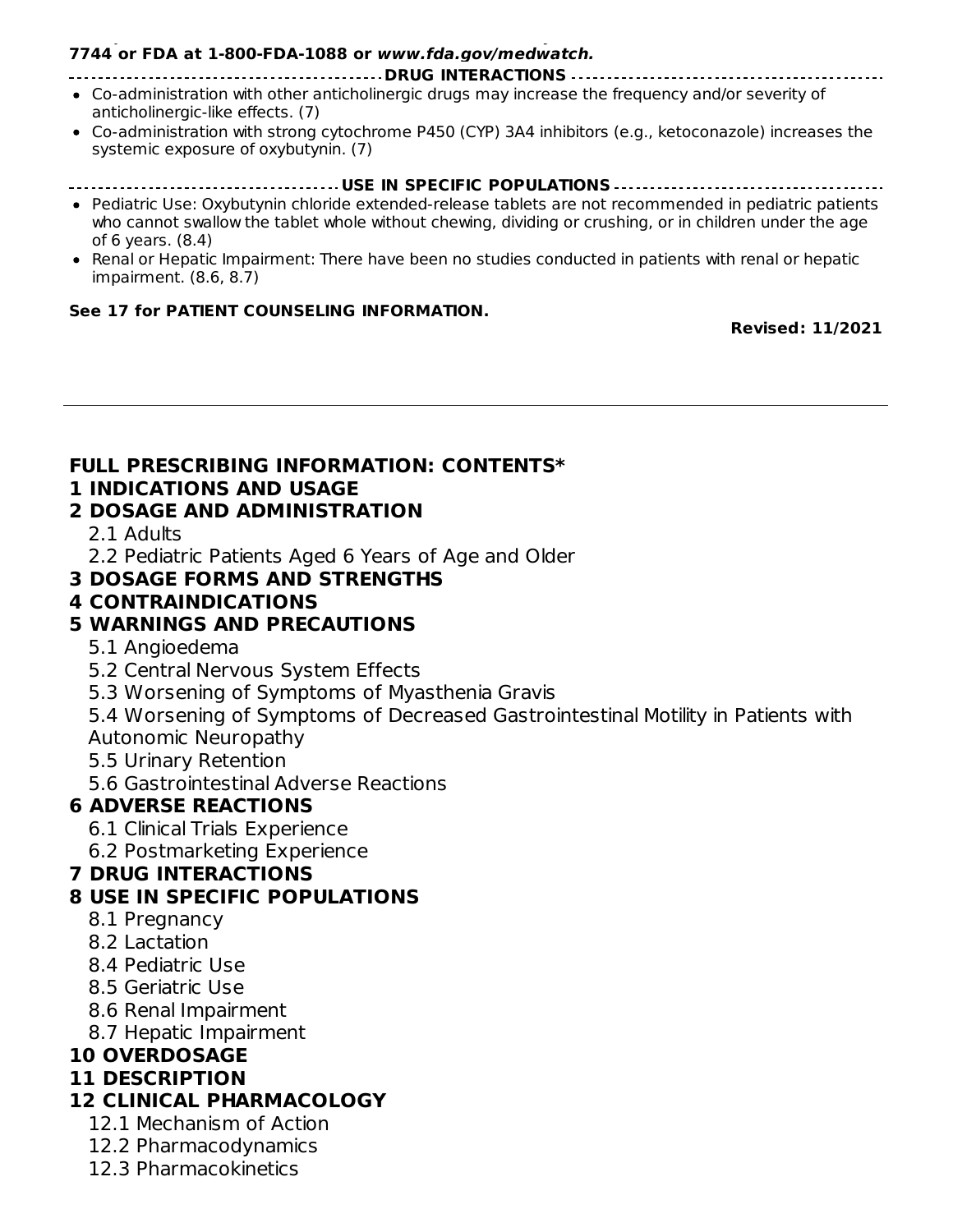**7744 or FDA at 1-800-FDA-1088 or *www.fda.gov/medwatch.***

**DRUG INTERACTIONS**

- Co-administration with other anticholinergic drugs may increase the frequency and/or severity of anticholinergic-like effects. (7)
- Co-administration with strong cytochrome P450 (CYP) 3A4 inhibitors (e.g., ketoconazole) increases the systemic exposure of oxybutynin. (7)

**USE IN SPECIFIC POPULATIONS**

- Pediatric Use: Oxybutynin chloride extended-release tablets are not recommended in pediatric patients who cannot swallow the tablet whole without chewing, dividing or crushing, or in children under the age of 6 years. (8.4)
- Renal or Hepatic Impairment: There have been no studies conducted in patients with renal or hepatic impairment. (8.6, 8.7)

**See 17 for PATIENT COUNSELING INFORMATION.**

**Revised: 11/2021**

---

## FULL PRESCRIBING INFORMATION: CONTENTS*

**1 INDICATIONS AND USAGE**

**2 DOSAGE AND ADMINISTRATION**

- 2.1 Adults
- 2.2 Pediatric Patients Aged 6 Years of Age and Older

**3 DOSAGE FORMS AND STRENGTHS**

**4 CONTRAINDICATIONS**

**5 WARNINGS AND PRECAUTIONS**

- 5.1 Angioedema
- 5.2 Central Nervous System Effects
- 5.3 Worsening of Symptoms of Myasthenia Gravis
- 5.4 Worsening of Symptoms of Decreased Gastrointestinal Motility in Patients with Autonomic Neuropathy
- 5.5 Urinary Retention
- 5.6 Gastrointestinal Adverse Reactions

**6 ADVERSE REACTIONS**

- 6.1 Clinical Trials Experience
- 6.2 Postmarketing Experience

**7 DRUG INTERACTIONS**

**8 USE IN SPECIFIC POPULATIONS**

- 8.1 Pregnancy
- 8.2 Lactation
- 8.4 Pediatric Use
- 8.5 Geriatric Use
- 8.6 Renal Impairment
- 8.7 Hepatic Impairment

**10 OVERDOSAGE**

**11 DESCRIPTION**

**12 CLINICAL PHARMACOLOGY**

- 12.1 Mechanism of Action
- 12.2 Pharmacodynamics
- 12.3 Pharmacokinetics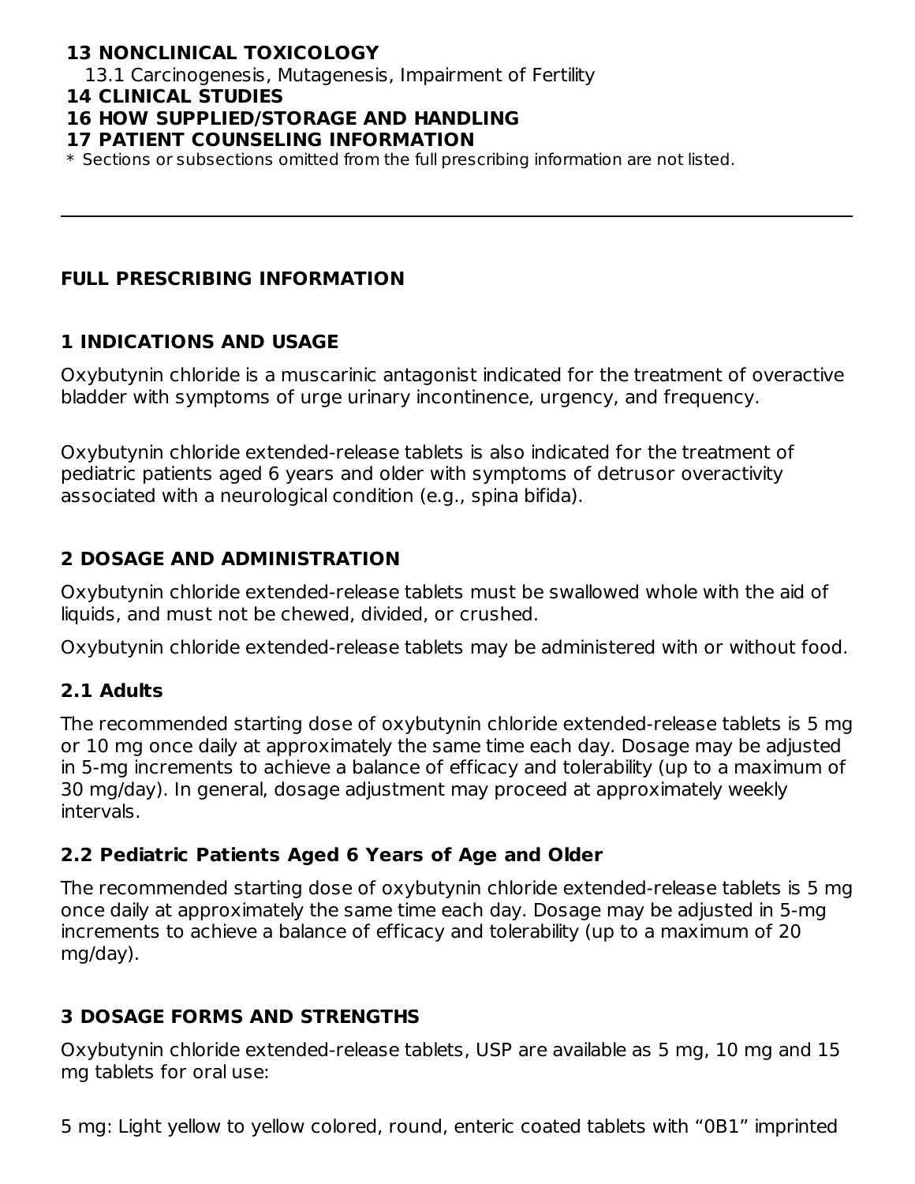**13 NONCLINICAL TOXICOLOGY**

13.1 Carcinogenesis, Mutagenesis, Impairment of Fertility

**14 CLINICAL STUDIES**

**16 HOW SUPPLIED/STORAGE AND HANDLING**

**17 PATIENT COUNSELING INFORMATION**

* Sections or subsections omitted from the full prescribing information are not listed.

---

## FULL PRESCRIBING INFORMATION

## 1 INDICATIONS AND USAGE

Oxybutynin chloride is a muscarinic antagonist indicated for the treatment of overactive bladder with symptoms of urge urinary incontinence, urgency, and frequency.

Oxybutynin chloride extended-release tablets is also indicated for the treatment of pediatric patients aged 6 years and older with symptoms of detrusor overactivity associated with a neurological condition (e.g., spina bifida).

## 2 DOSAGE AND ADMINISTRATION

Oxybutynin chloride extended-release tablets must be swallowed whole with the aid of liquids, and must not be chewed, divided, or crushed.

Oxybutynin chloride extended-release tablets may be administered with or without food.

### 2.1 Adults

The recommended starting dose of oxybutynin chloride extended-release tablets is 5 mg or 10 mg once daily at approximately the same time each day. Dosage may be adjusted in 5-mg increments to achieve a balance of efficacy and tolerability (up to a maximum of 30 mg/day). In general, dosage adjustment may proceed at approximately weekly intervals.

### 2.2 Pediatric Patients Aged 6 Years of Age and Older

The recommended starting dose of oxybutynin chloride extended-release tablets is 5 mg once daily at approximately the same time each day. Dosage may be adjusted in 5-mg increments to achieve a balance of efficacy and tolerability (up to a maximum of 20 mg/day).

## 3 DOSAGE FORMS AND STRENGTHS

Oxybutynin chloride extended-release tablets, USP are available as 5 mg, 10 mg and 15 mg tablets for oral use:

5 mg: Light yellow to yellow colored, round, enteric coated tablets with “0B1” imprinted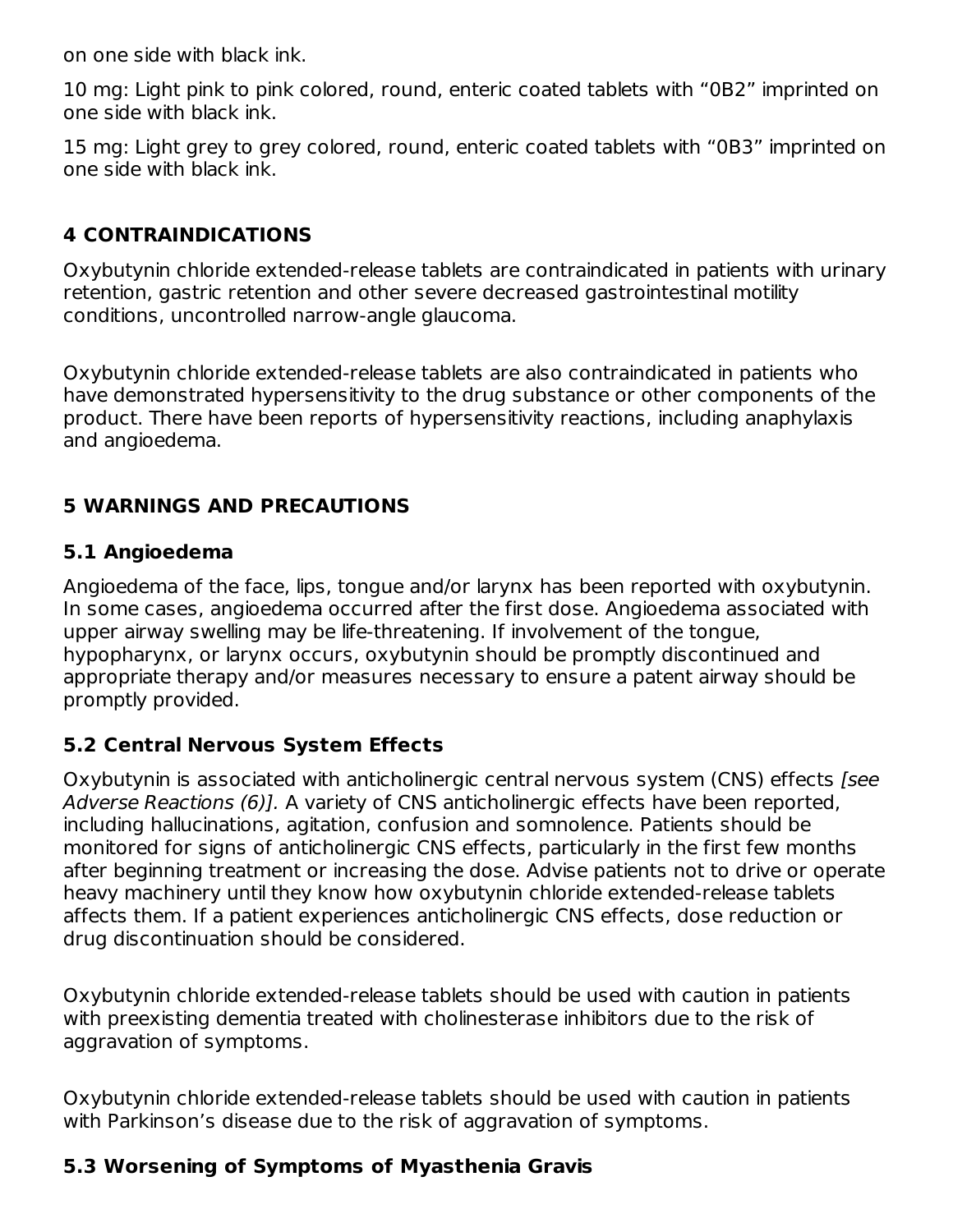on one side with black ink.

10 mg: Light pink to pink colored, round, enteric coated tablets with “0B2” imprinted on one side with black ink.

15 mg: Light grey to grey colored, round, enteric coated tablets with “0B3” imprinted on one side with black ink.

## 4 CONTRAINDICATIONS

Oxybutynin chloride extended-release tablets are contraindicated in patients with urinary retention, gastric retention and other severe decreased gastrointestinal motility conditions, uncontrolled narrow-angle glaucoma.

Oxybutynin chloride extended-release tablets are also contraindicated in patients who have demonstrated hypersensitivity to the drug substance or other components of the product. There have been reports of hypersensitivity reactions, including anaphylaxis and angioedema.

## 5 WARNINGS AND PRECAUTIONS

### 5.1 Angioedema

Angioedema of the face, lips, tongue and/or larynx has been reported with oxybutynin. In some cases, angioedema occurred after the first dose. Angioedema associated with upper airway swelling may be life-threatening. If involvement of the tongue, hypopharynx, or larynx occurs, oxybutynin should be promptly discontinued and appropriate therapy and/or measures necessary to ensure a patent airway should be promptly provided.

### 5.2 Central Nervous System Effects

Oxybutynin is associated with anticholinergic central nervous system (CNS) effects *[see Adverse Reactions (6)]*. A variety of CNS anticholinergic effects have been reported, including hallucinations, agitation, confusion and somnolence. Patients should be monitored for signs of anticholinergic CNS effects, particularly in the first few months after beginning treatment or increasing the dose. Advise patients not to drive or operate heavy machinery until they know how oxybutynin chloride extended-release tablets affects them. If a patient experiences anticholinergic CNS effects, dose reduction or drug discontinuation should be considered.

Oxybutynin chloride extended-release tablets should be used with caution in patients with preexisting dementia treated with cholinesterase inhibitors due to the risk of aggravation of symptoms.

Oxybutynin chloride extended-release tablets should be used with caution in patients with Parkinson’s disease due to the risk of aggravation of symptoms.

### 5.3 Worsening of Symptoms of Myasthenia Gravis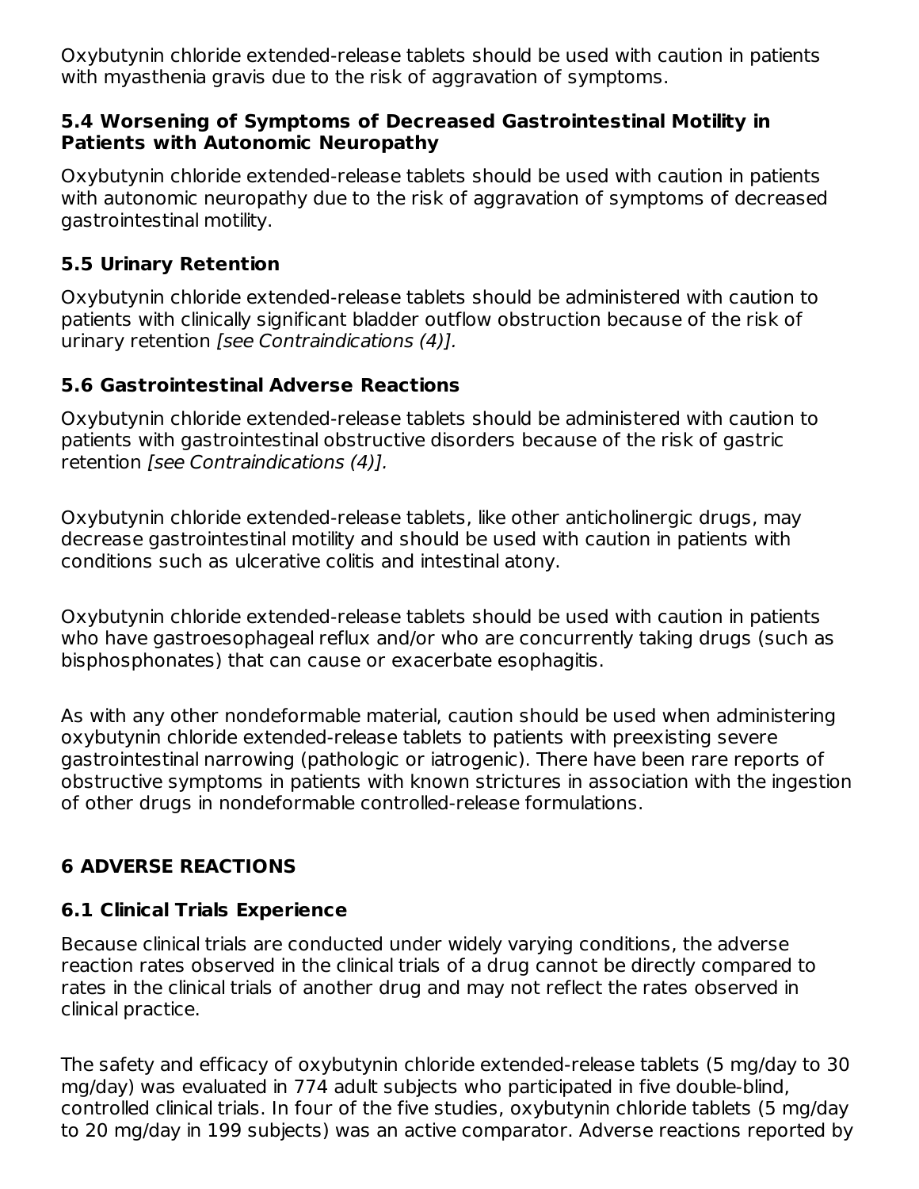Oxybutynin chloride extended-release tablets should be used with caution in patients with myasthenia gravis due to the risk of aggravation of symptoms.

### 5.4 Worsening of Symptoms of Decreased Gastrointestinal Motility in Patients with Autonomic Neuropathy

Oxybutynin chloride extended-release tablets should be used with caution in patients with autonomic neuropathy due to the risk of aggravation of symptoms of decreased gastrointestinal motility.

### 5.5 Urinary Retention

Oxybutynin chloride extended-release tablets should be administered with caution to patients with clinically significant bladder outflow obstruction because of the risk of urinary retention *[see Contraindications (4)].*

### 5.6 Gastrointestinal Adverse Reactions

Oxybutynin chloride extended-release tablets should be administered with caution to patients with gastrointestinal obstructive disorders because of the risk of gastric retention *[see Contraindications (4)].*

Oxybutynin chloride extended-release tablets, like other anticholinergic drugs, may decrease gastrointestinal motility and should be used with caution in patients with conditions such as ulcerative colitis and intestinal atony.

Oxybutynin chloride extended-release tablets should be used with caution in patients who have gastroesophageal reflux and/or who are concurrently taking drugs (such as bisphosphonates) that can cause or exacerbate esophagitis.

As with any other nondeformable material, caution should be used when administering oxybutynin chloride extended-release tablets to patients with preexisting severe gastrointestinal narrowing (pathologic or iatrogenic). There have been rare reports of obstructive symptoms in patients with known strictures in association with the ingestion of other drugs in nondeformable controlled-release formulations.

## 6 ADVERSE REACTIONS

### 6.1 Clinical Trials Experience

Because clinical trials are conducted under widely varying conditions, the adverse reaction rates observed in the clinical trials of a drug cannot be directly compared to rates in the clinical trials of another drug and may not reflect the rates observed in clinical practice.

The safety and efficacy of oxybutynin chloride extended-release tablets (5 mg/day to 30 mg/day) was evaluated in 774 adult subjects who participated in five double-blind, controlled clinical trials. In four of the five studies, oxybutynin chloride tablets (5 mg/day to 20 mg/day in 199 subjects) was an active comparator. Adverse reactions reported by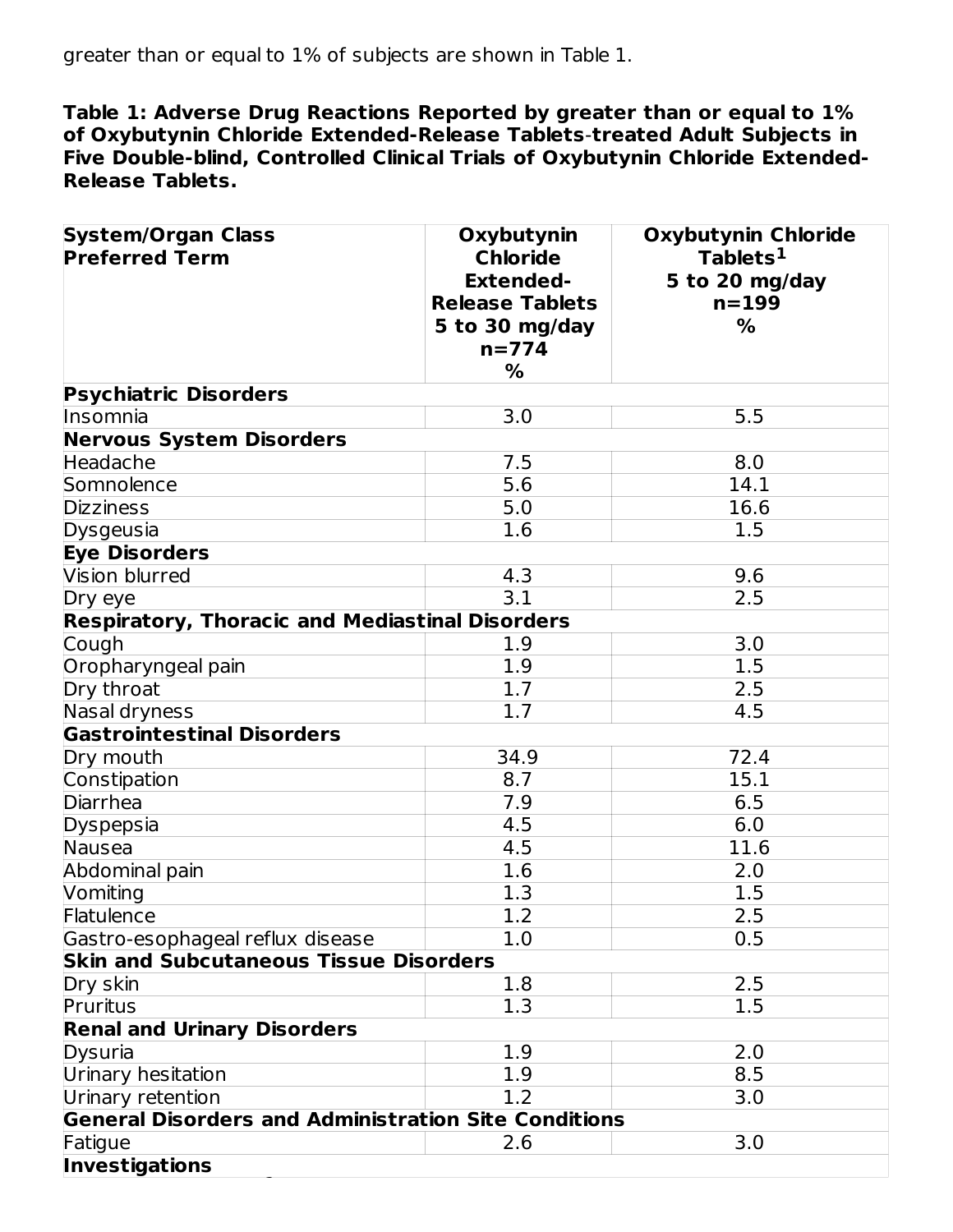greater than or equal to 1% of subjects are shown in Table 1.

**Table 1: Adverse Drug Reactions Reported by greater than or equal to 1% of Oxybutynin Chloride Extended-Release Tablets-treated Adult Subjects in Five Double-blind, Controlled Clinical Trials of Oxybutynin Chloride Extended-Release Tablets.**

| System/Organ Class<br>Preferred Term | Oxybutynin Chloride Extended-Release Tablets<br>5 to 30 mg/day<br>n=774<br>% | Oxybutynin Chloride Tablets[1]<br>5 to 20 mg/day<br>n=199<br>% |
|---|---|---|
| **Psychiatric Disorders** | | |
| Insomnia | 3.0 | 5.5 |
| **Nervous System Disorders** | | |
| Headache | 7.5 | 8.0 |
| Somnolence | 5.6 | 14.1 |
| Dizziness | 5.0 | 16.6 |
| Dysgeusia | 1.6 | 1.5 |
| **Eye Disorders** | | |
| Vision blurred | 4.3 | 9.6 |
| Dry eye | 3.1 | 2.5 |
| **Respiratory, Thoracic and Mediastinal Disorders** | | |
| Cough | 1.9 | 3.0 |
| Oropharyngeal pain | 1.9 | 1.5 |
| Dry throat | 1.7 | 2.5 |
| Nasal dryness | 1.7 | 4.5 |
| **Gastrointestinal Disorders** | | |
| Dry mouth | 34.9 | 72.4 |
| Constipation | 8.7 | 15.1 |
| Diarrhea | 7.9 | 6.5 |
| Dyspepsia | 4.5 | 6.0 |
| Nausea | 4.5 | 11.6 |
| Abdominal pain | 1.6 | 2.0 |
| Vomiting | 1.3 | 1.5 |
| Flatulence | 1.2 | 2.5 |
| Gastro-esophageal reflux disease | 1.0 | 0.5 |
| **Skin and Subcutaneous Tissue Disorders** | | |
| Dry skin | 1.8 | 2.5 |
| Pruritus | 1.3 | 1.5 |
| **Renal and Urinary Disorders** | | |
| Dysuria | 1.9 | 2.0 |
| Urinary hesitation | 1.9 | 8.5 |
| Urinary retention | 1.2 | 3.0 |
| **General Disorders and Administration Site Conditions** | | |
| Fatigue | 2.6 | 3.0 |
| **Investigations** | | |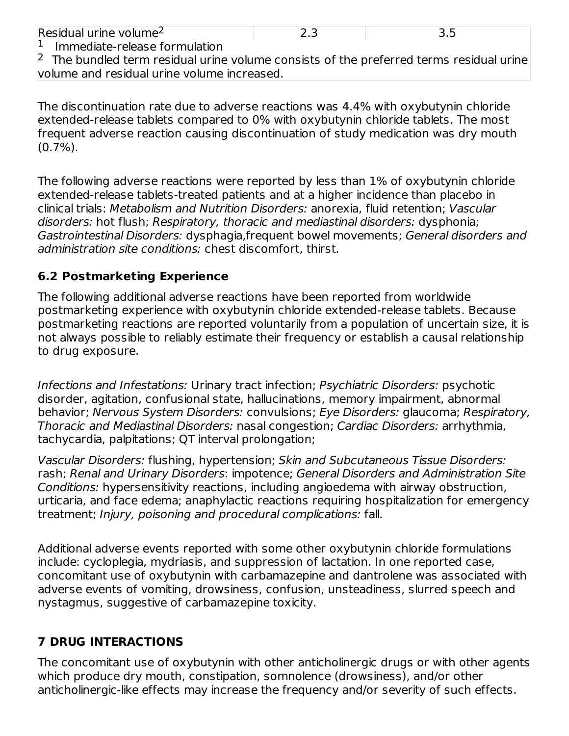| Residual urine volume[2] | 2.3 | 3.5 |
|---|---|---|

[1] Immediate-release formulation

[2] The bundled term residual urine volume consists of the preferred terms residual urine volume and residual urine volume increased.

The discontinuation rate due to adverse reactions was 4.4% with oxybutynin chloride extended-release tablets compared to 0% with oxybutynin chloride tablets. The most frequent adverse reaction causing discontinuation of study medication was dry mouth (0.7%).

The following adverse reactions were reported by less than 1% of oxybutynin chloride extended-release tablets-treated patients and at a higher incidence than placebo in clinical trials: *Metabolism and Nutrition Disorders:* anorexia, fluid retention; *Vascular disorders:* hot flush; *Respiratory, thoracic and mediastinal disorders:* dysphonia; *Gastrointestinal Disorders:* dysphagia,frequent bowel movements; *General disorders and administration site conditions:* chest discomfort, thirst.

## 6.2 Postmarketing Experience

The following additional adverse reactions have been reported from worldwide postmarketing experience with oxybutynin chloride extended-release tablets. Because postmarketing reactions are reported voluntarily from a population of uncertain size, it is not always possible to reliably estimate their frequency or establish a causal relationship to drug exposure.

*Infections and Infestations:* Urinary tract infection; *Psychiatric Disorders:* psychotic disorder, agitation, confusional state, hallucinations, memory impairment, abnormal behavior; *Nervous System Disorders:* convulsions; *Eye Disorders:* glaucoma; *Respiratory, Thoracic and Mediastinal Disorders:* nasal congestion; *Cardiac Disorders:* arrhythmia, tachycardia, palpitations; QT interval prolongation;

*Vascular Disorders:* flushing, hypertension; *Skin and Subcutaneous Tissue Disorders:* rash; *Renal and Urinary Disorders*: impotence; *General Disorders and Administration Site Conditions:* hypersensitivity reactions, including angioedema with airway obstruction, urticaria, and face edema; anaphylactic reactions requiring hospitalization for emergency treatment; *Injury, poisoning and procedural complications:* fall.

Additional adverse events reported with some other oxybutynin chloride formulations include: cycloplegia, mydriasis, and suppression of lactation. In one reported case, concomitant use of oxybutynin with carbamazepine and dantrolene was associated with adverse events of vomiting, drowsiness, confusion, unsteadiness, slurred speech and nystagmus, suggestive of carbamazepine toxicity.

# 7 DRUG INTERACTIONS

The concomitant use of oxybutynin with other anticholinergic drugs or with other agents which produce dry mouth, constipation, somnolence (drowsiness), and/or other anticholinergic-like effects may increase the frequency and/or severity of such effects.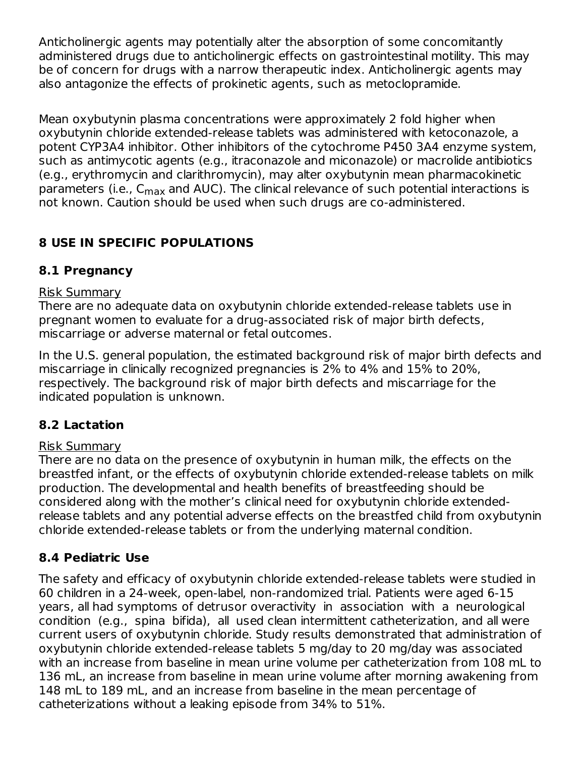Anticholinergic agents may potentially alter the absorption of some concomitantly administered drugs due to anticholinergic effects on gastrointestinal motility. This may be of concern for drugs with a narrow therapeutic index. Anticholinergic agents may also antagonize the effects of prokinetic agents, such as metoclopramide.

Mean oxybutynin plasma concentrations were approximately 2 fold higher when oxybutynin chloride extended-release tablets was administered with ketoconazole, a potent CYP3A4 inhibitor. Other inhibitors of the cytochrome P450 3A4 enzyme system, such as antimycotic agents (e.g., itraconazole and miconazole) or macrolide antibiotics (e.g., erythromycin and clarithromycin), may alter oxybutynin mean pharmacokinetic parameters (i.e., $C_{max}$ and AUC). The clinical relevance of such potential interactions is not known. Caution should be used when such drugs are co-administered.

## 8 USE IN SPECIFIC POPULATIONS

### 8.1 Pregnancy

Risk Summary

There are no adequate data on oxybutynin chloride extended-release tablets use in pregnant women to evaluate for a drug-associated risk of major birth defects, miscarriage or adverse maternal or fetal outcomes.

In the U.S. general population, the estimated background risk of major birth defects and miscarriage in clinically recognized pregnancies is 2% to 4% and 15% to 20%, respectively. The background risk of major birth defects and miscarriage for the indicated population is unknown.

### 8.2 Lactation

Risk Summary

There are no data on the presence of oxybutynin in human milk, the effects on the breastfed infant, or the effects of oxybutynin chloride extended-release tablets on milk production. The developmental and health benefits of breastfeeding should be considered along with the mother's clinical need for oxybutynin chloride extended-release tablets and any potential adverse effects on the breastfed child from oxybutynin chloride extended-release tablets or from the underlying maternal condition.

### 8.4 Pediatric Use

The safety and efficacy of oxybutynin chloride extended-release tablets were studied in 60 children in a 24-week, open-label, non-randomized trial. Patients were aged 6-15 years, all had symptoms of detrusor overactivity in association with a neurological condition (e.g., spina bifida), all used clean intermittent catheterization, and all were current users of oxybutynin chloride. Study results demonstrated that administration of oxybutynin chloride extended-release tablets 5 mg/day to 20 mg/day was associated with an increase from baseline in mean urine volume per catheterization from 108 mL to 136 mL, an increase from baseline in mean urine volume after morning awakening from 148 mL to 189 mL, and an increase from baseline in the mean percentage of catheterizations without a leaking episode from 34% to 51%.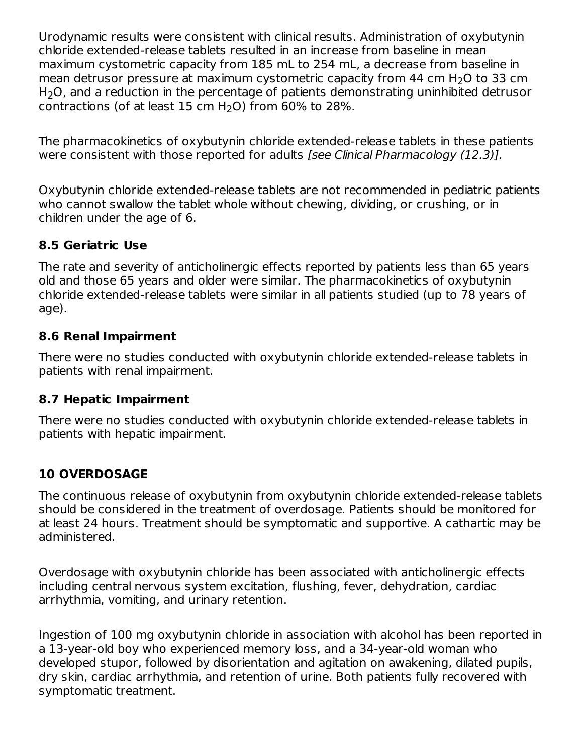Urodynamic results were consistent with clinical results. Administration of oxybutynin chloride extended-release tablets resulted in an increase from baseline in mean maximum cystometric capacity from 185 mL to 254 mL, a decrease from baseline in mean detrusor pressure at maximum cystometric capacity from 44 cm $H_2O$ to 33 cm $H_2O$, and a reduction in the percentage of patients demonstrating uninhibited detrusor contractions (of at least 15 cm $H_2O$) from 60% to 28%.

The pharmacokinetics of oxybutynin chloride extended-release tablets in these patients were consistent with those reported for adults *[see Clinical Pharmacology (12.3)].*

Oxybutynin chloride extended-release tablets are not recommended in pediatric patients who cannot swallow the tablet whole without chewing, dividing, or crushing, or in children under the age of 6.

### 8.5 Geriatric Use

The rate and severity of anticholinergic effects reported by patients less than 65 years old and those 65 years and older were similar. The pharmacokinetics of oxybutynin chloride extended-release tablets were similar in all patients studied (up to 78 years of age).

### 8.6 Renal Impairment

There were no studies conducted with oxybutynin chloride extended-release tablets in patients with renal impairment.

### 8.7 Hepatic Impairment

There were no studies conducted with oxybutynin chloride extended-release tablets in patients with hepatic impairment.

## 10 OVERDOSAGE

The continuous release of oxybutynin from oxybutynin chloride extended-release tablets should be considered in the treatment of overdosage. Patients should be monitored for at least 24 hours. Treatment should be symptomatic and supportive. A cathartic may be administered.

Overdosage with oxybutynin chloride has been associated with anticholinergic effects including central nervous system excitation, flushing, fever, dehydration, cardiac arrhythmia, vomiting, and urinary retention.

Ingestion of 100 mg oxybutynin chloride in association with alcohol has been reported in a 13-year-old boy who experienced memory loss, and a 34-year-old woman who developed stupor, followed by disorientation and agitation on awakening, dilated pupils, dry skin, cardiac arrhythmia, and retention of urine. Both patients fully recovered with symptomatic treatment.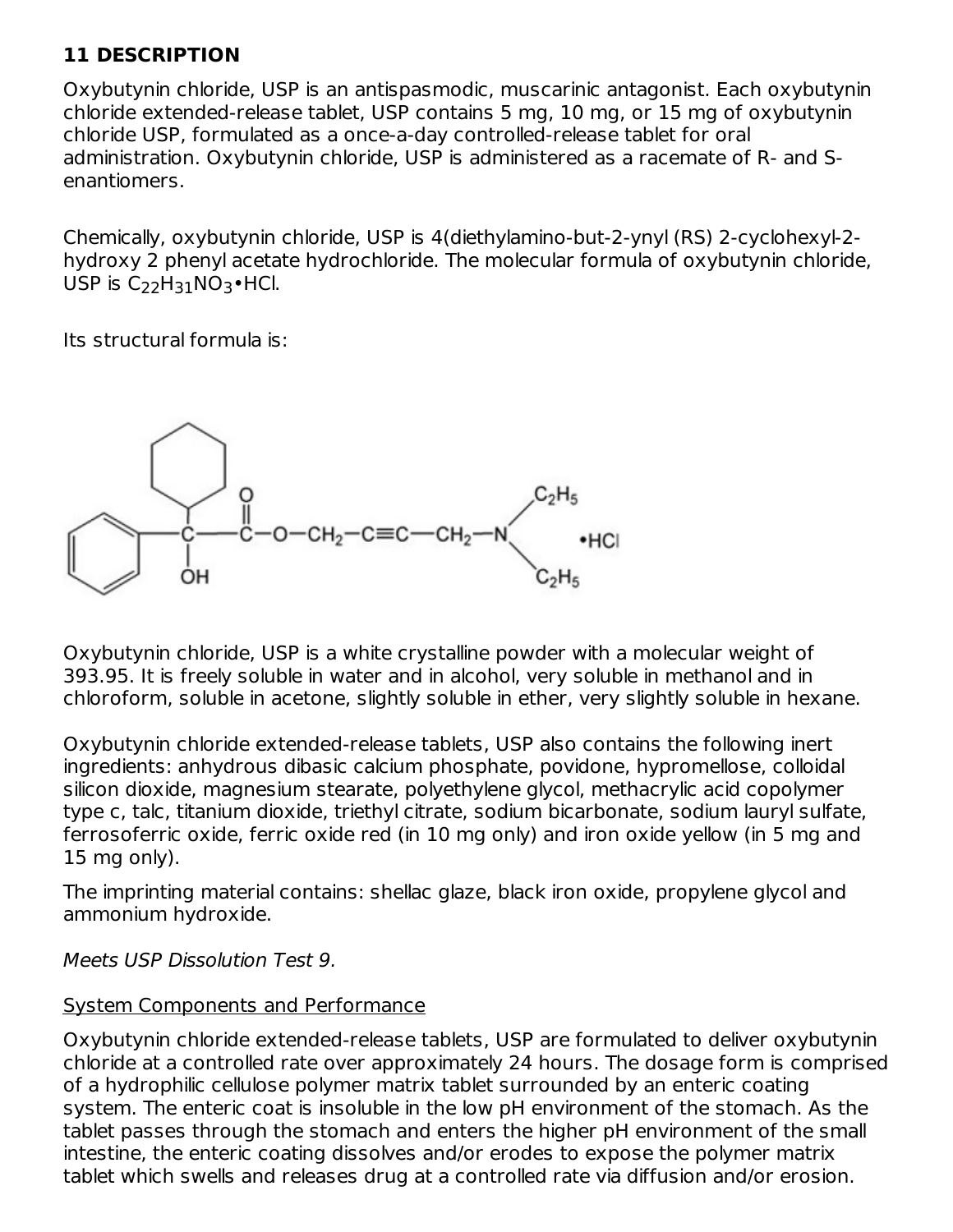## 11 DESCRIPTION

Oxybutynin chloride, USP is an antispasmodic, muscarinic antagonist. Each oxybutynin chloride extended-release tablet, USP contains 5 mg, 10 mg, or 15 mg of oxybutynin chloride USP, formulated as a once-a-day controlled-release tablet for oral administration. Oxybutynin chloride, USP is administered as a racemate of R- and S-enantiomers.

Chemically, oxybutynin chloride, USP is 4(diethylamino-but-2-ynyl (RS) 2-cyclohexyl-2-hydroxy 2 phenyl acetate hydrochloride. The molecular formula of oxybutynin chloride, USP is $C_{22}H_{31}NO_3$•HCl.

Its structural formula is:

Oxybutynin chloride, USP is a white crystalline powder with a molecular weight of 393.95. It is freely soluble in water and in alcohol, very soluble in methanol and in chloroform, soluble in acetone, slightly soluble in ether, very slightly soluble in hexane.

Oxybutynin chloride extended-release tablets, USP also contains the following inert ingredients: anhydrous dibasic calcium phosphate, povidone, hypromellose, colloidal silicon dioxide, magnesium stearate, polyethylene glycol, methacrylic acid copolymer type c, talc, titanium dioxide, triethyl citrate, sodium bicarbonate, sodium lauryl sulfate, ferrosoferric oxide, ferric oxide red (in 10 mg only) and iron oxide yellow (in 5 mg and 15 mg only).

The imprinting material contains: shellac glaze, black iron oxide, propylene glycol and ammonium hydroxide.

*Meets USP Dissolution Test 9.*

System Components and Performance

Oxybutynin chloride extended-release tablets, USP are formulated to deliver oxybutynin chloride at a controlled rate over approximately 24 hours. The dosage form is comprised of a hydrophilic cellulose polymer matrix tablet surrounded by an enteric coating system. The enteric coat is insoluble in the low pH environment of the stomach. As the tablet passes through the stomach and enters the higher pH environment of the small intestine, the enteric coating dissolves and/or erodes to expose the polymer matrix tablet which swells and releases drug at a controlled rate via diffusion and/or erosion.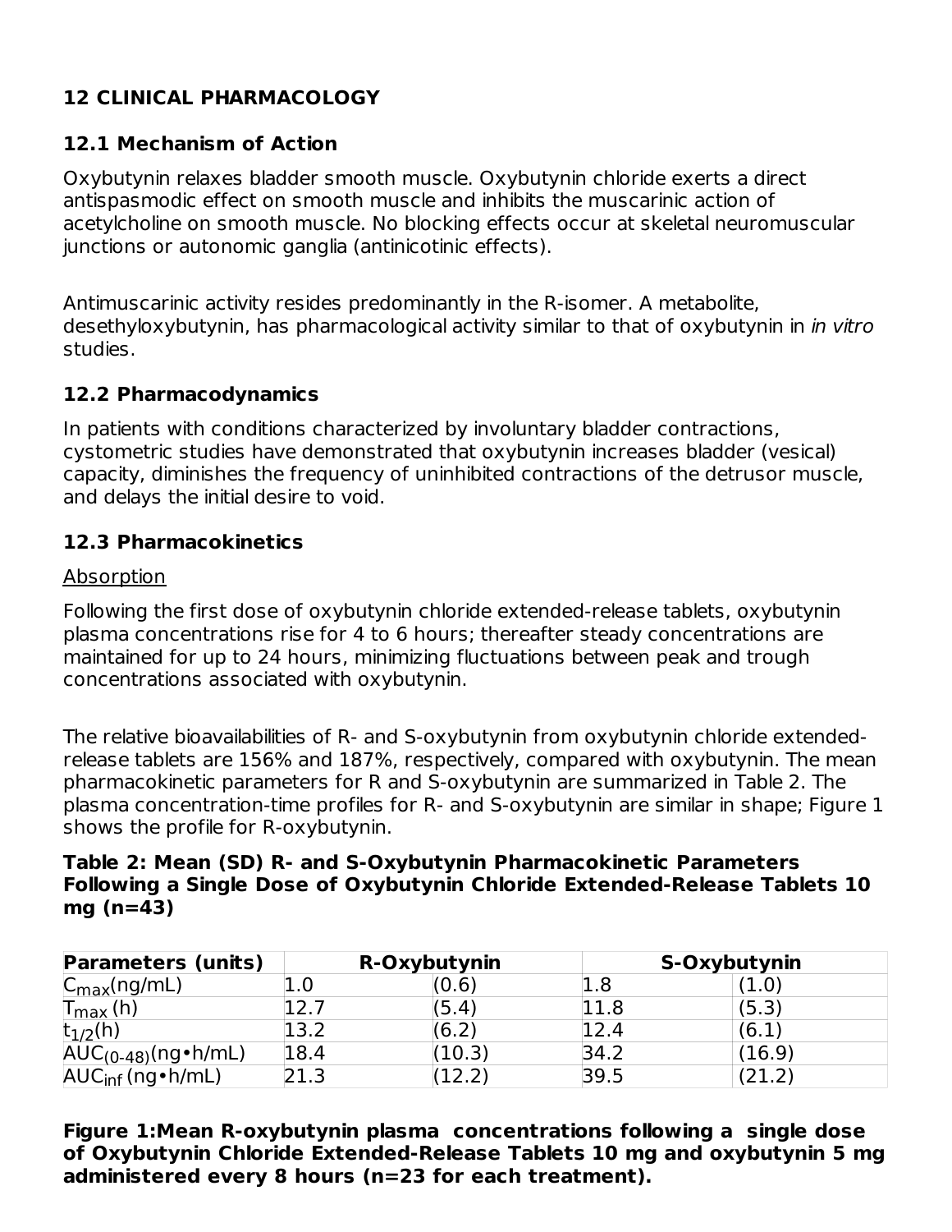# 12 CLINICAL PHARMACOLOGY

## 12.1 Mechanism of Action

Oxybutynin relaxes bladder smooth muscle. Oxybutynin chloride exerts a direct antispasmodic effect on smooth muscle and inhibits the muscarinic action of acetylcholine on smooth muscle. No blocking effects occur at skeletal neuromuscular junctions or autonomic ganglia (antinicotinic effects).

Antimuscarinic activity resides predominantly in the R-isomer. A metabolite, desethyloxybutynin, has pharmacological activity similar to that of oxybutynin in *in vitro* studies.

## 12.2 Pharmacodynamics

In patients with conditions characterized by involuntary bladder contractions, cystometric studies have demonstrated that oxybutynin increases bladder (vesical) capacity, diminishes the frequency of uninhibited contractions of the detrusor muscle, and delays the initial desire to void.

## 12.3 Pharmacokinetics

Absorption

Following the first dose of oxybutynin chloride extended-release tablets, oxybutynin plasma concentrations rise for 4 to 6 hours; thereafter steady concentrations are maintained for up to 24 hours, minimizing fluctuations between peak and trough concentrations associated with oxybutynin.

The relative bioavailabilities of R- and S-oxybutynin from oxybutynin chloride extended-release tablets are 156% and 187%, respectively, compared with oxybutynin. The mean pharmacokinetic parameters for R and S-oxybutynin are summarized in Table 2. The plasma concentration-time profiles for R- and S-oxybutynin are similar in shape; Figure 1 shows the profile for R-oxybutynin.

**Table 2: Mean (SD) R- and S-Oxybutynin Pharmacokinetic Parameters Following a Single Dose of Oxybutynin Chloride Extended-Release Tablets 10 mg (n=43)**

| Parameters (units) | R-Oxybutynin | | S-Oxybutynin | |
|---|---|---|---|---|
| $C_{max}$(ng/mL) | 1.0 | (0.6) | 1.8 | (1.0) |
| $T_{max}$ (h) | 12.7 | (5.4) | 11.8 | (5.3) |
| $t_{1/2}$(h) | 13.2 | (6.2) | 12.4 | (6.1) |
| $AUC_{(0\text{-}48)}$(ng•h/mL) | 18.4 | (10.3) | 34.2 | (16.9) |
| $AUC_{inf}$ (ng•h/mL) | 21.3 | (12.2) | 39.5 | (21.2) |

**Figure 1:Mean R-oxybutynin plasma concentrations following a single dose of Oxybutynin Chloride Extended-Release Tablets 10 mg and oxybutynin 5 mg administered every 8 hours (n=23 for each treatment).**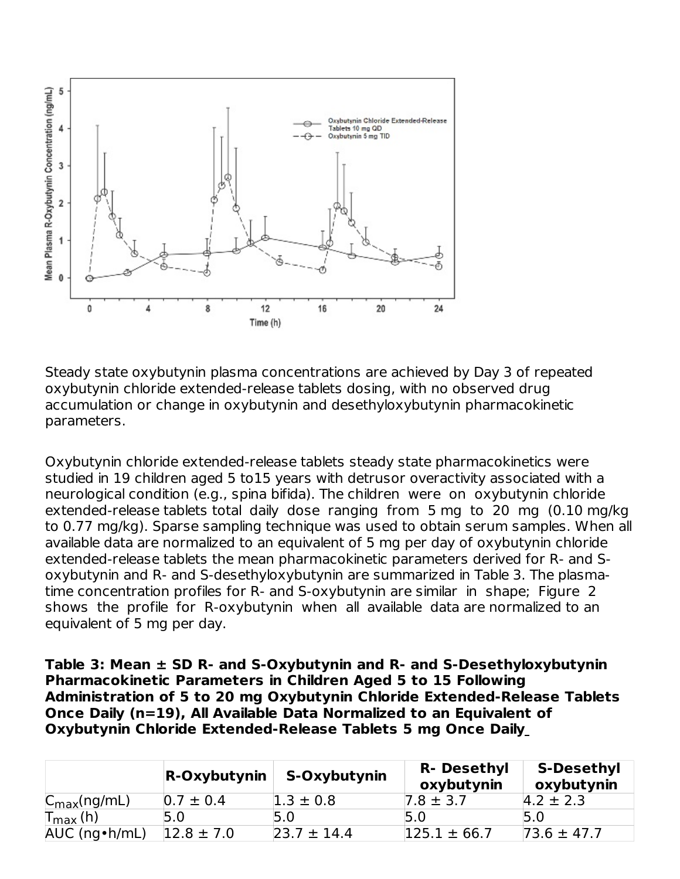Steady state oxybutynin plasma concentrations are achieved by Day 3 of repeated oxybutynin chloride extended-release tablets dosing, with no observed drug accumulation or change in oxybutynin and desethyloxybutynin pharmacokinetic parameters.

Oxybutynin chloride extended-release tablets steady state pharmacokinetics were studied in 19 children aged 5 to15 years with detrusor overactivity associated with a neurological condition (e.g., spina bifida). The children were on oxybutynin chloride extended-release tablets total daily dose ranging from 5 mg to 20 mg (0.10 mg/kg to 0.77 mg/kg). Sparse sampling technique was used to obtain serum samples. When all available data are normalized to an equivalent of 5 mg per day of oxybutynin chloride extended-release tablets the mean pharmacokinetic parameters derived for R- and S-oxybutynin and R- and S-desethyloxybutynin are summarized in Table 3. The plasma-time concentration profiles for R- and S-oxybutynin are similar in shape; Figure 2 shows the profile for R-oxybutynin when all available data are normalized to an equivalent of 5 mg per day.

**Table 3: Mean ± SD R- and S-Oxybutynin and R- and S-Desethyloxybutynin Pharmacokinetic Parameters in Children Aged 5 to 15 Following Administration of 5 to 20 mg Oxybutynin Chloride Extended-Release Tablets Once Daily (n=19), All Available Data Normalized to an Equivalent of Oxybutynin Chloride Extended-Release Tablets 5 mg Once Daily**

| | R-Oxybutynin | S-Oxybutynin | R- Desethyl oxybutynin | S-Desethyl oxybutynin |
|---|---|---|---|---|
| $C_{max}$(ng/mL) | 0.7 ± 0.4 | 1.3 ± 0.8 | 7.8 ± 3.7 | 4.2 ± 2.3 |
| $T_{max}$ (h) | 5.0 | 5.0 | 5.0 | 5.0 |
| AUC (ng•h/mL) | 12.8 ± 7.0 | 23.7 ± 14.4 | 125.1 ± 66.7 | 73.6 ± 47.7 |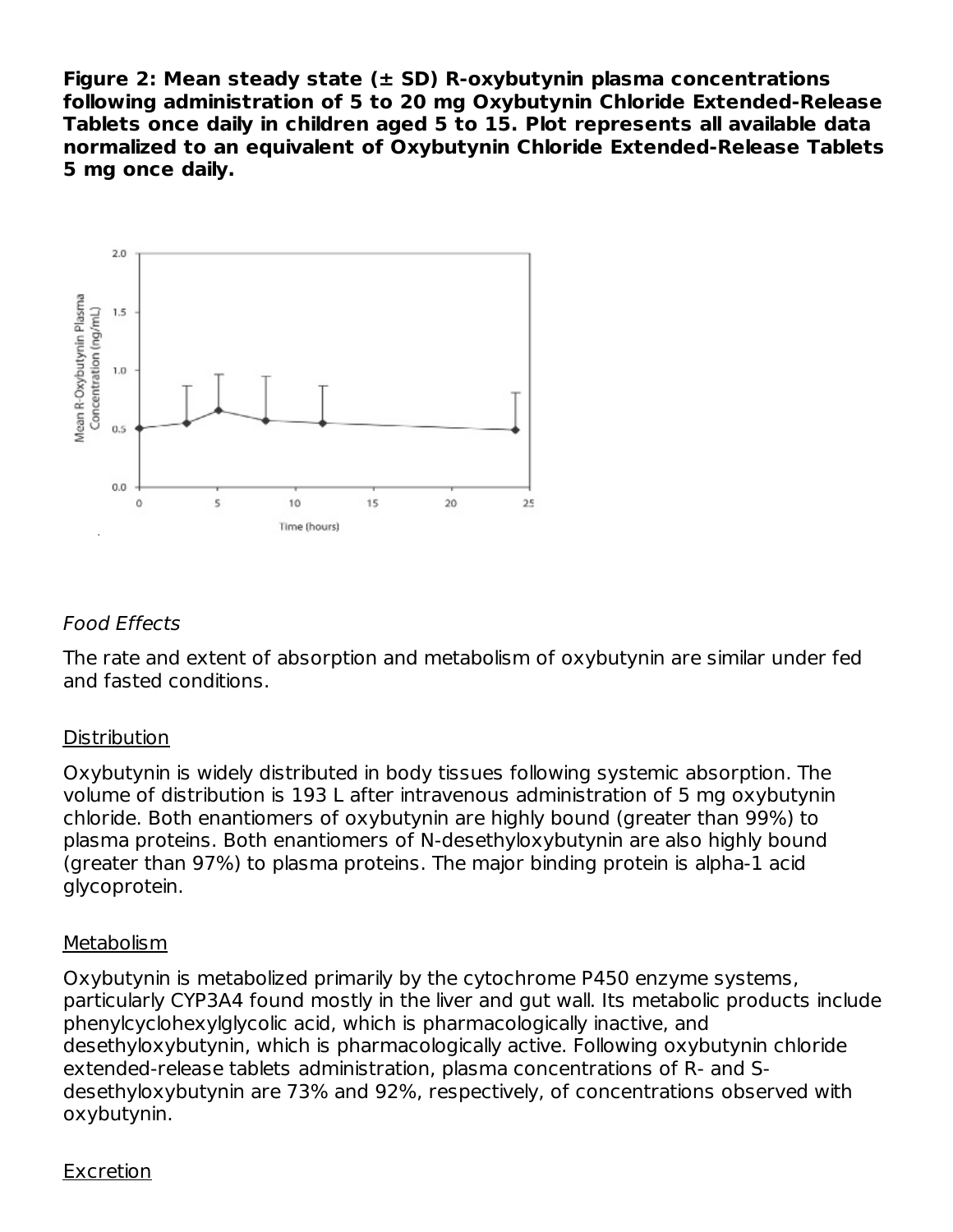**Figure 2: Mean steady state (± SD) R-oxybutynin plasma concentrations following administration of 5 to 20 mg Oxybutynin Chloride Extended-Release Tablets once daily in children aged 5 to 15. Plot represents all available data normalized to an equivalent of Oxybutynin Chloride Extended-Release Tablets 5 mg once daily.**

*Food Effects*

The rate and extent of absorption and metabolism of oxybutynin are similar under fed and fasted conditions.

Distribution

Oxybutynin is widely distributed in body tissues following systemic absorption. The volume of distribution is 193 L after intravenous administration of 5 mg oxybutynin chloride. Both enantiomers of oxybutynin are highly bound (greater than 99%) to plasma proteins. Both enantiomers of N-desethyloxybutynin are also highly bound (greater than 97%) to plasma proteins. The major binding protein is alpha-1 acid glycoprotein.

Metabolism

Oxybutynin is metabolized primarily by the cytochrome P450 enzyme systems, particularly CYP3A4 found mostly in the liver and gut wall. Its metabolic products include phenylcyclohexylglycolic acid, which is pharmacologically inactive, and desethyloxybutynin, which is pharmacologically active. Following oxybutynin chloride extended-release tablets administration, plasma concentrations of R- and S-desethyloxybutynin are 73% and 92%, respectively, of concentrations observed with oxybutynin.

Excretion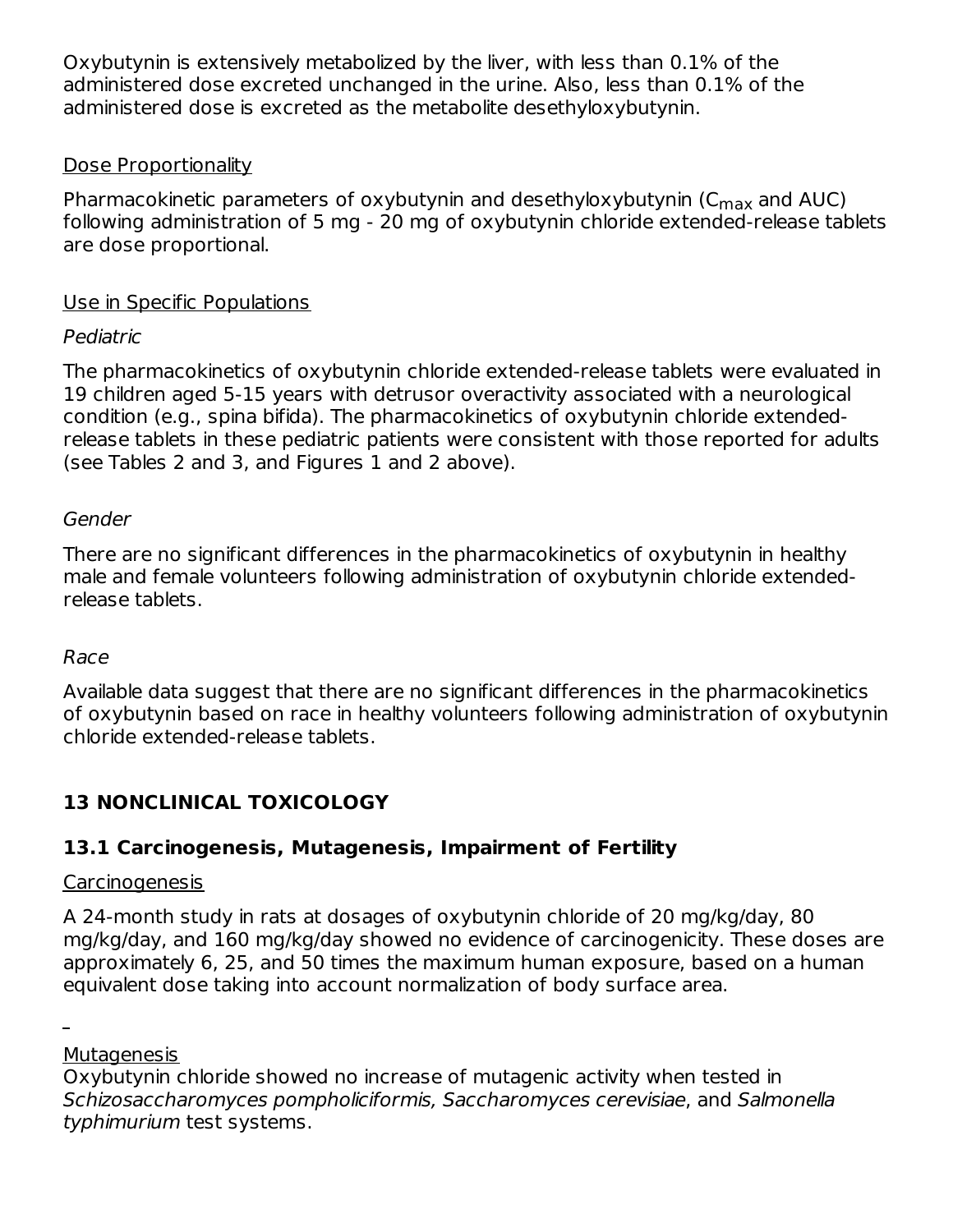Oxybutynin is extensively metabolized by the liver, with less than 0.1% of the administered dose excreted unchanged in the urine. Also, less than 0.1% of the administered dose is excreted as the metabolite desethyloxybutynin.

Dose Proportionality

Pharmacokinetic parameters of oxybutynin and desethyloxybutynin ($C_{max}$ and AUC) following administration of 5 mg - 20 mg of oxybutynin chloride extended-release tablets are dose proportional.

Use in Specific Populations

*Pediatric*

The pharmacokinetics of oxybutynin chloride extended-release tablets were evaluated in 19 children aged 5-15 years with detrusor overactivity associated with a neurological condition (e.g., spina bifida). The pharmacokinetics of oxybutynin chloride extended-release tablets in these pediatric patients were consistent with those reported for adults (see Tables 2 and 3, and Figures 1 and 2 above).

*Gender*

There are no significant differences in the pharmacokinetics of oxybutynin in healthy male and female volunteers following administration of oxybutynin chloride extended-release tablets.

*Race*

Available data suggest that there are no significant differences in the pharmacokinetics of oxybutynin based on race in healthy volunteers following administration of oxybutynin chloride extended-release tablets.

## 13 NONCLINICAL TOXICOLOGY

### 13.1 Carcinogenesis, Mutagenesis, Impairment of Fertility

Carcinogenesis

A 24-month study in rats at dosages of oxybutynin chloride of 20 mg/kg/day, 80 mg/kg/day, and 160 mg/kg/day showed no evidence of carcinogenicity. These doses are approximately 6, 25, and 50 times the maximum human exposure, based on a human equivalent dose taking into account normalization of body surface area.

Mutagenesis

Oxybutynin chloride showed no increase of mutagenic activity when tested in *Schizosaccharomyces pompholiciformis, Saccharomyces cerevisiae*, and *Salmonella typhimurium* test systems.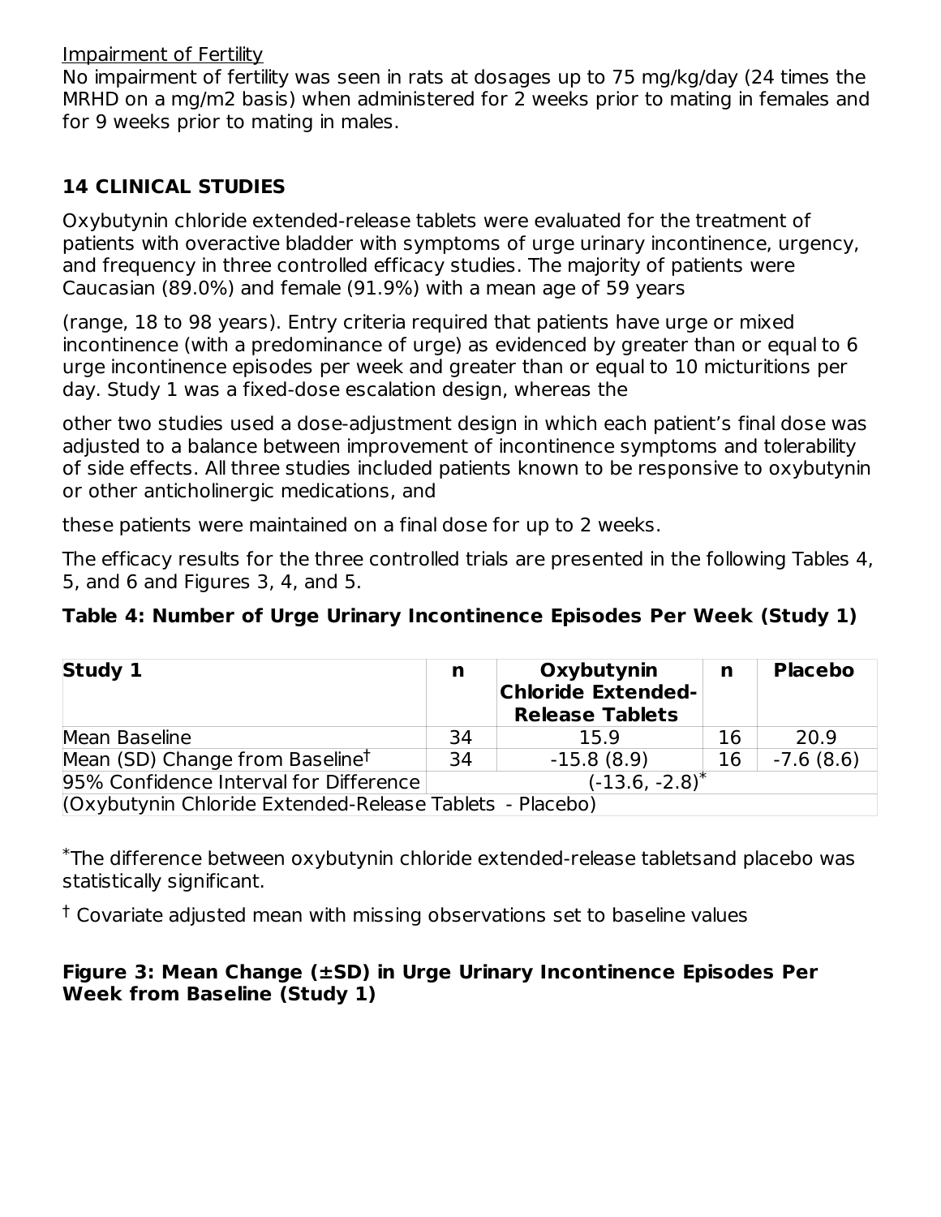Impairment of Fertility

No impairment of fertility was seen in rats at dosages up to 75 mg/kg/day (24 times the MRHD on a mg/m2 basis) when administered for 2 weeks prior to mating in females and for 9 weeks prior to mating in males.

## 14 CLINICAL STUDIES

Oxybutynin chloride extended-release tablets were evaluated for the treatment of patients with overactive bladder with symptoms of urge urinary incontinence, urgency, and frequency in three controlled efficacy studies. The majority of patients were Caucasian (89.0%) and female (91.9%) with a mean age of 59 years

(range, 18 to 98 years). Entry criteria required that patients have urge or mixed incontinence (with a predominance of urge) as evidenced by greater than or equal to 6 urge incontinence episodes per week and greater than or equal to 10 micturitions per day. Study 1 was a fixed-dose escalation design, whereas the

other two studies used a dose-adjustment design in which each patient's final dose was adjusted to a balance between improvement of incontinence symptoms and tolerability of side effects. All three studies included patients known to be responsive to oxybutynin or other anticholinergic medications, and

these patients were maintained on a final dose for up to 2 weeks.

The efficacy results for the three controlled trials are presented in the following Tables 4, 5, and 6 and Figures 3, 4, and 5.

**Table 4: Number of Urge Urinary Incontinence Episodes Per Week (Study 1)**

| Study 1 | n | Oxybutynin Chloride Extended-Release Tablets | n | Placebo |
|---|---|---|---|---|
| Mean Baseline | 34 | 15.9 | 16 | 20.9 |
| Mean (SD) Change from Baseline† | 34 | -15.8 (8.9) | 16 | -7.6 (8.6) |
| 95% Confidence Interval for Difference | (-13.6, -2.8)* | | | |
| (Oxybutynin Chloride Extended-Release Tablets - Placebo) | | | | |

*The difference between oxybutynin chloride extended-release tabletsand placebo was statistically significant.

† Covariate adjusted mean with missing observations set to baseline values

**Figure 3: Mean Change (±SD) in Urge Urinary Incontinence Episodes Per Week from Baseline (Study 1)**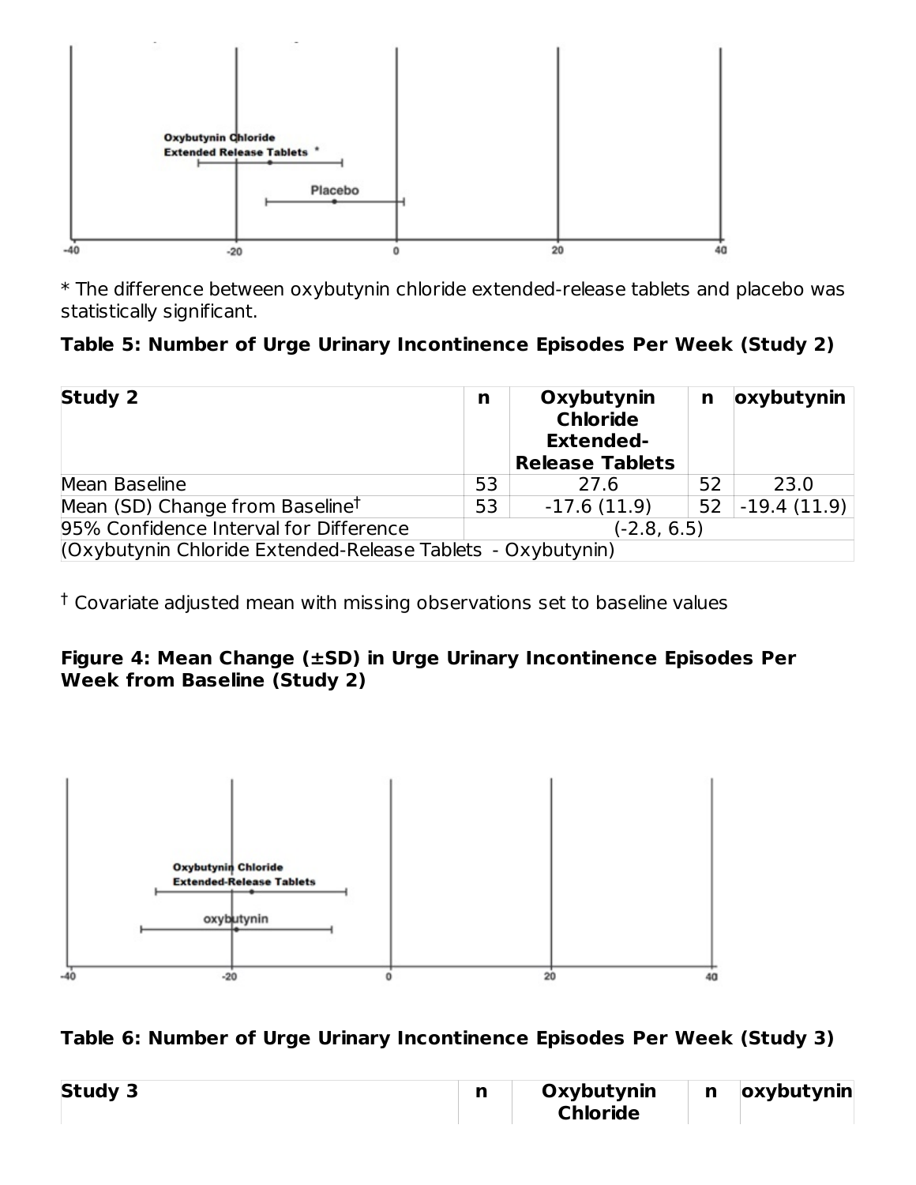* The difference between oxybutynin chloride extended-release tablets and placebo was statistically significant.

**Table 5: Number of Urge Urinary Incontinence Episodes Per Week (Study 2)**

| Study 2 | n | Oxybutynin Chloride Extended-Release Tablets | n | oxybutynin |
|---|---|---|---|---|
| Mean Baseline | 53 | 27.6 | 52 | 23.0 |
| Mean (SD) Change from Baseline† | 53 | -17.6 (11.9) | 52 | -19.4 (11.9) |
| 95% Confidence Interval for Difference | (-2.8, 6.5) | | | |
| (Oxybutynin Chloride Extended-Release Tablets - Oxybutynin) | | | | |

† Covariate adjusted mean with missing observations set to baseline values

**Figure 4: Mean Change (±SD) in Urge Urinary Incontinence Episodes Per Week from Baseline (Study 2)**

**Table 6: Number of Urge Urinary Incontinence Episodes Per Week (Study 3)**

| Study 3 | n | Oxybutynin Chloride | n | oxybutynin |
|---|---|---|---|---|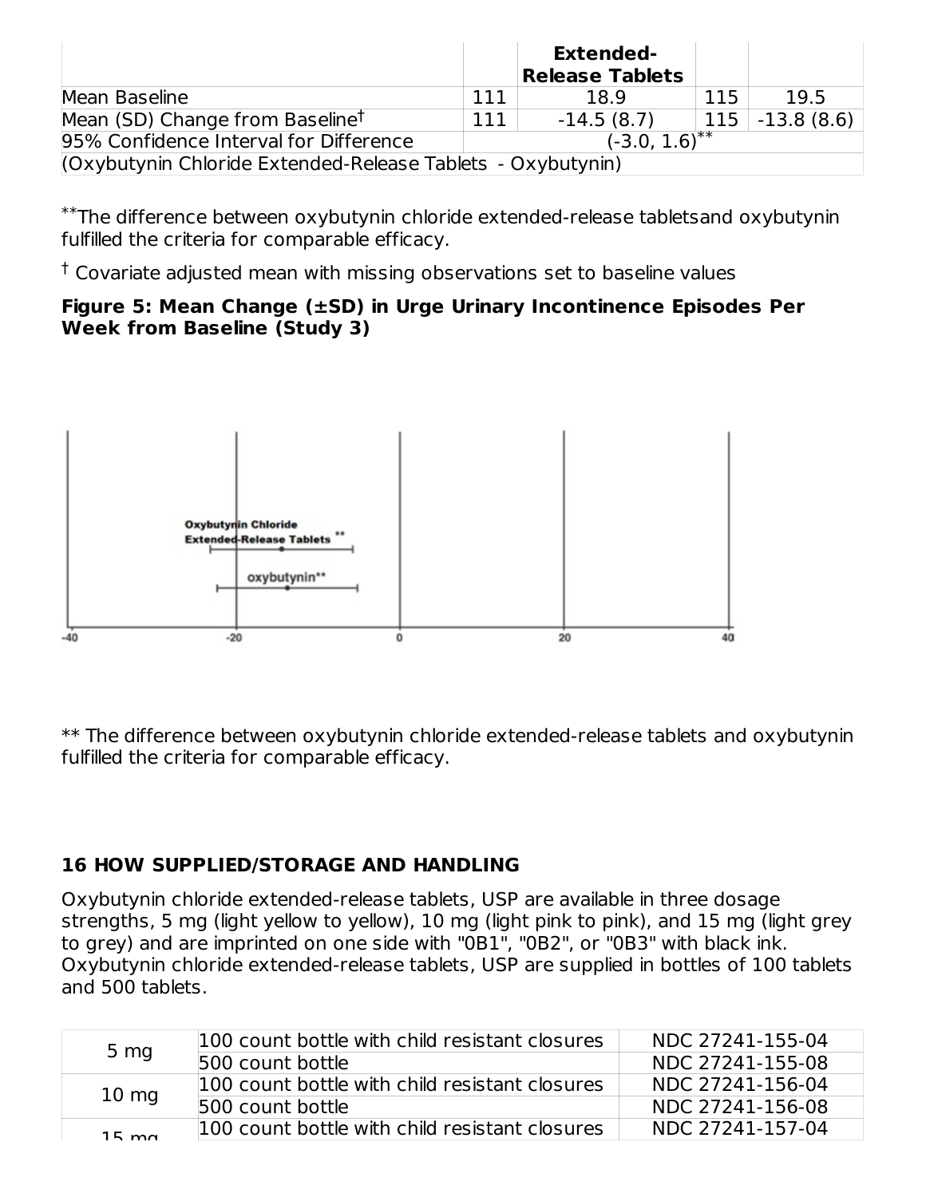| | | Extended-Release Tablets | | |
|---|---|---|---|---|
| Mean Baseline | 111 | 18.9 | 115 | 19.5 |
| Mean (SD) Change from Baseline† | 111 | -14.5 (8.7) | 115 | -13.8 (8.6) |
| 95% Confidence Interval for Difference | (-3.0, 1.6)** | | | |
| (Oxybutynin Chloride Extended-Release Tablets - Oxybutynin) | | | | |

**The difference between oxybutynin chloride extended-release tabletsand oxybutynin fulfilled the criteria for comparable efficacy.

† Covariate adjusted mean with missing observations set to baseline values

**Figure 5: Mean Change (±SD) in Urge Urinary Incontinence Episodes Per Week from Baseline (Study 3)**

** The difference between oxybutynin chloride extended-release tablets and oxybutynin fulfilled the criteria for comparable efficacy.

## 16 HOW SUPPLIED/STORAGE AND HANDLING

Oxybutynin chloride extended-release tablets, USP are available in three dosage strengths, 5 mg (light yellow to yellow), 10 mg (light pink to pink), and 15 mg (light grey to grey) and are imprinted on one side with "0B1", "0B2", or "0B3" with black ink. Oxybutynin chloride extended-release tablets, USP are supplied in bottles of 100 tablets and 500 tablets.

| | | |
|---|---|---|
| 5 mg | 100 count bottle with child resistant closures | NDC 27241-155-04 |
| | 500 count bottle | NDC 27241-155-08 |
| 10 mg | 100 count bottle with child resistant closures | NDC 27241-156-04 |
| | 500 count bottle | NDC 27241-156-08 |
| 15 mg | 100 count bottle with child resistant closures | NDC 27241-157-04 |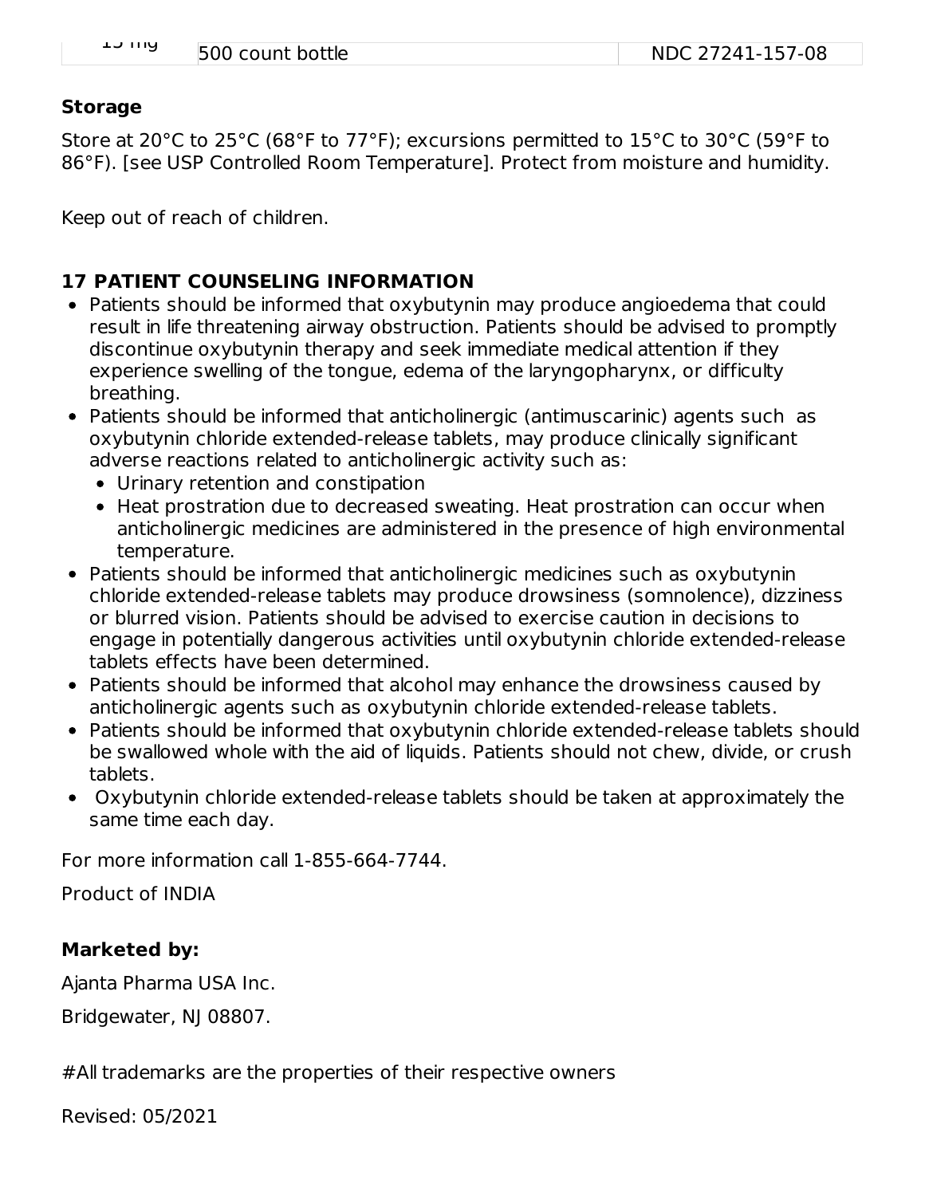| 15 mg | 500 count bottle | NDC 27241-157-08 |
|---|---|---|

**Storage**

Store at 20°C to 25°C (68°F to 77°F); excursions permitted to 15°C to 30°C (59°F to 86°F). [see USP Controlled Room Temperature]. Protect from moisture and humidity.

Keep out of reach of children.

## 17 PATIENT COUNSELING INFORMATION

- Patients should be informed that oxybutynin may produce angioedema that could result in life threatening airway obstruction. Patients should be advised to promptly discontinue oxybutynin therapy and seek immediate medical attention if they experience swelling of the tongue, edema of the laryngopharynx, or difficulty breathing.
- Patients should be informed that anticholinergic (antimuscarinic) agents such as oxybutynin chloride extended-release tablets, may produce clinically significant adverse reactions related to anticholinergic activity such as:
  - Urinary retention and constipation
  - Heat prostration due to decreased sweating. Heat prostration can occur when anticholinergic medicines are administered in the presence of high environmental temperature.
- Patients should be informed that anticholinergic medicines such as oxybutynin chloride extended-release tablets may produce drowsiness (somnolence), dizziness or blurred vision. Patients should be advised to exercise caution in decisions to engage in potentially dangerous activities until oxybutynin chloride extended-release tablets effects have been determined.
- Patients should be informed that alcohol may enhance the drowsiness caused by anticholinergic agents such as oxybutynin chloride extended-release tablets.
- Patients should be informed that oxybutynin chloride extended-release tablets should be swallowed whole with the aid of liquids. Patients should not chew, divide, or crush tablets.
- Oxybutynin chloride extended-release tablets should be taken at approximately the same time each day.

For more information call 1-855-664-7744.

Product of INDIA

**Marketed by:**

Ajanta Pharma USA Inc.

Bridgewater, NJ 08807.

#All trademarks are the properties of their respective owners

Revised: 05/2021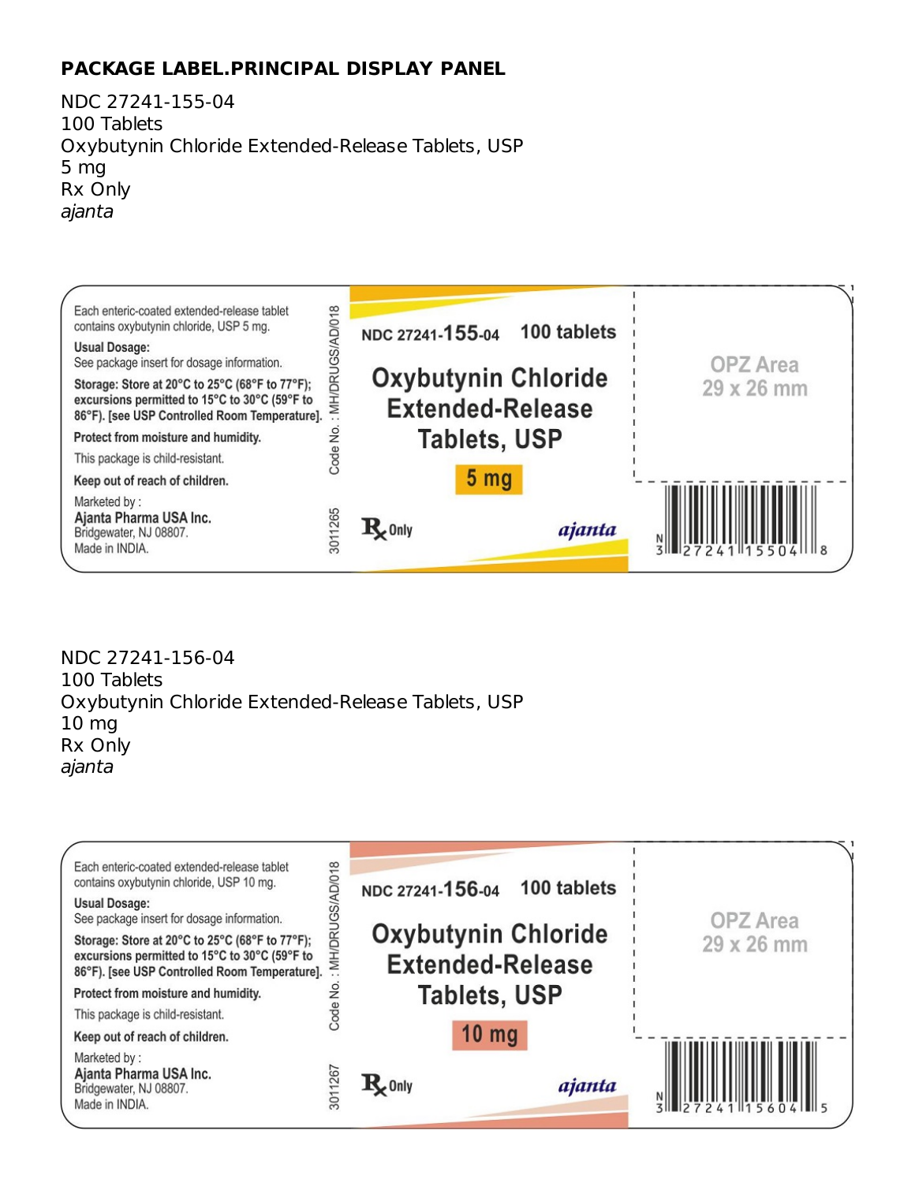## PACKAGE LABEL.PRINCIPAL DISPLAY PANEL

NDC 27241-155-04
100 Tablets
Oxybutynin Chloride Extended-Release Tablets, USP
5 mg
Rx Only
*ajanta*

Each enteric-coated extended-release tablet contains oxybutynin chloride, USP 5 mg.

**Usual Dosage:**
See package insert for dosage information.

**Storage: Store at 20°C to 25°C (68°F to 77°F); excursions permitted to 15°C to 30°C (59°F to 86°F). [see USP Controlled Room Temperature].**

**Protect from moisture and humidity.**

This package is child-resistant.

**Keep out of reach of children.**

Marketed by :
**Ajanta Pharma USA Inc.**
Bridgewater, NJ 08807.
Made in INDIA.

Code No. : MH/DRUGS/AD/018

3011265

NDC 27241-**155**-04 100 tablets

**Oxybutynin Chloride Extended-Release Tablets, USP**

**5 mg**

Rx Only

ajanta

OPZ Area
29 x 26 mm

N 3 27241 15504 8

NDC 27241-156-04
100 Tablets
Oxybutynin Chloride Extended-Release Tablets, USP
10 mg
Rx Only
*ajanta*

Each enteric-coated extended-release tablet contains oxybutynin chloride, USP 10 mg.

**Usual Dosage:**
See package insert for dosage information.

**Storage: Store at 20°C to 25°C (68°F to 77°F); excursions permitted to 15°C to 30°C (59°F to 86°F). [see USP Controlled Room Temperature].**

**Protect from moisture and humidity.**

This package is child-resistant.

**Keep out of reach of children.**

Marketed by :
**Ajanta Pharma USA Inc.**
Bridgewater, NJ 08807.
Made in INDIA.

Code No. : MH/DRUGS/AD/018

3011267

NDC 27241-**156**-04 100 tablets

**Oxybutynin Chloride Extended-Release Tablets, USP**

**10 mg**

Rx Only

ajanta

OPZ Area
29 x 26 mm

N 3 27241 15604 5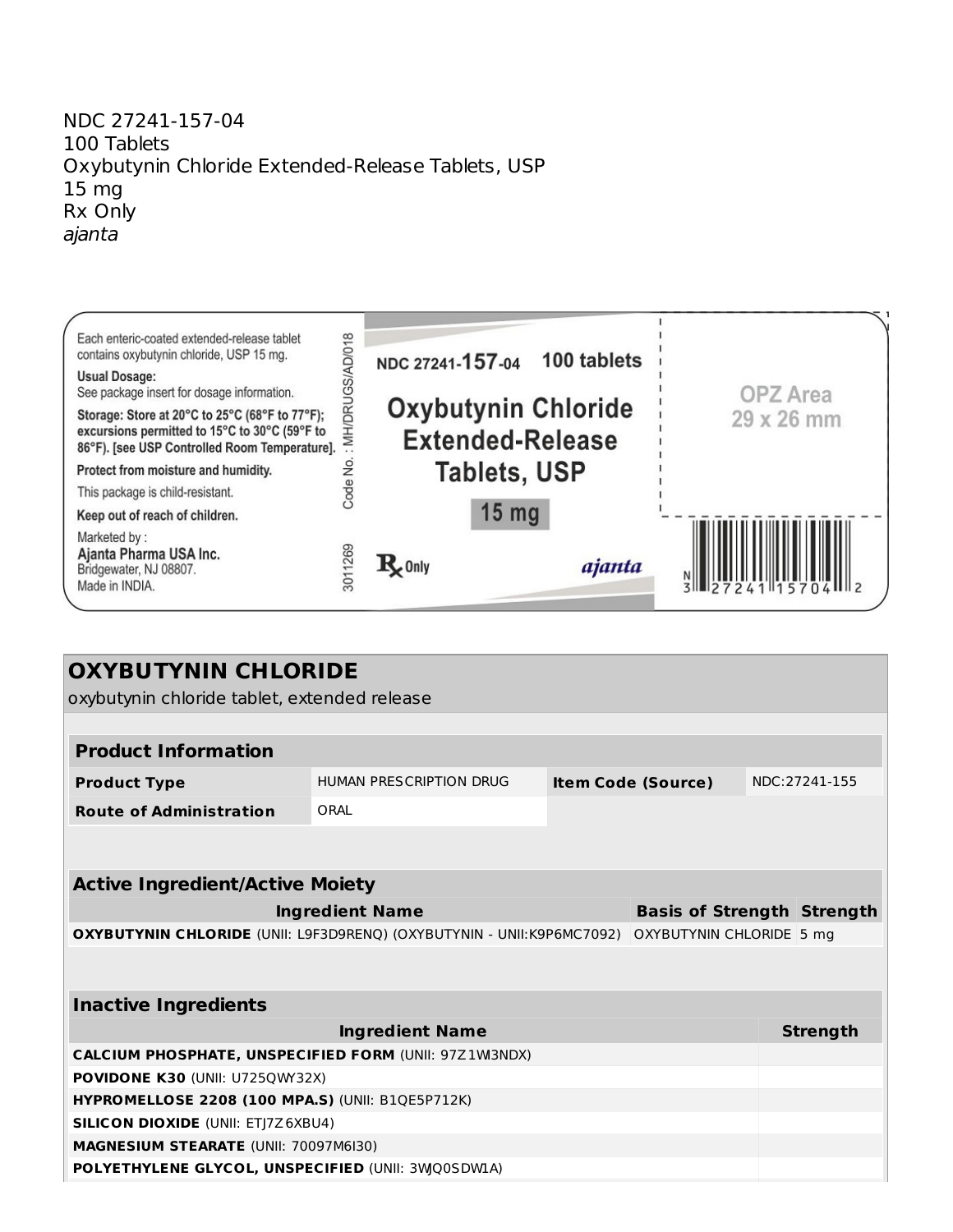NDC 27241-157-04
100 Tablets
Oxybutynin Chloride Extended-Release Tablets, USP
15 mg
Rx Only
*ajanta*

Each enteric-coated extended-release tablet contains oxybutynin chloride, USP 15 mg.

**Usual Dosage:**
See package insert for dosage information.

**Storage: Store at 20°C to 25°C (68°F to 77°F); excursions permitted to 15°C to 30°C (59°F to 86°F). [see USP Controlled Room Temperature].**

**Protect from moisture and humidity.**

This package is child-resistant.

**Keep out of reach of children.**

Marketed by :
**Ajanta Pharma USA Inc.**
Bridgewater, NJ 08807.
Made in INDIA.

Code No. : MH/DRUGS/AD/018

3011269

NDC 27241-**157**-04 **100 tablets**

**Oxybutynin Chloride Extended-Release Tablets, USP**

**15 mg**

℞ Only

*ajanta*

OPZ Area 29 x 26 mm

N 3 27241 15704 2

## OXYBUTYNIN CHLORIDE

oxybutynin chloride tablet, extended release

| **Product Information** | | | |
|---|---|---|---|
| **Product Type** | HUMAN PRESCRIPTION DRUG | **Item Code (Source)** | NDC:27241-155 |
| **Route of Administration** | ORAL | | |

| **Active Ingredient/Active Moiety** | | |
|---|---|---|
| **Ingredient Name** | **Basis of Strength** | **Strength** |
| **OXYBUTYNIN CHLORIDE** (UNII: L9F3D9RENQ) (OXYBUTYNIN - UNII:K9P6MC7092) | OXYBUTYNIN CHLORIDE | 5 mg |

| **Inactive Ingredients** | |
|---|---|
| **Ingredient Name** | **Strength** |
| **CALCIUM PHOSPHATE, UNSPECIFIED FORM** (UNII: 97Z1WI3NDX) | |
| **POVIDONE K30** (UNII: U725QWY32X) | |
| **HYPROMELLOSE 2208 (100 MPA.S)** (UNII: B1QE5P712K) | |
| **SILICON DIOXIDE** (UNII: ETJ7Z6XBU4) | |
| **MAGNESIUM STEARATE** (UNII: 70097M6I30) | |
| **POLYETHYLENE GLYCOL, UNSPECIFIED** (UNII: 3WQ0SDWLA) | |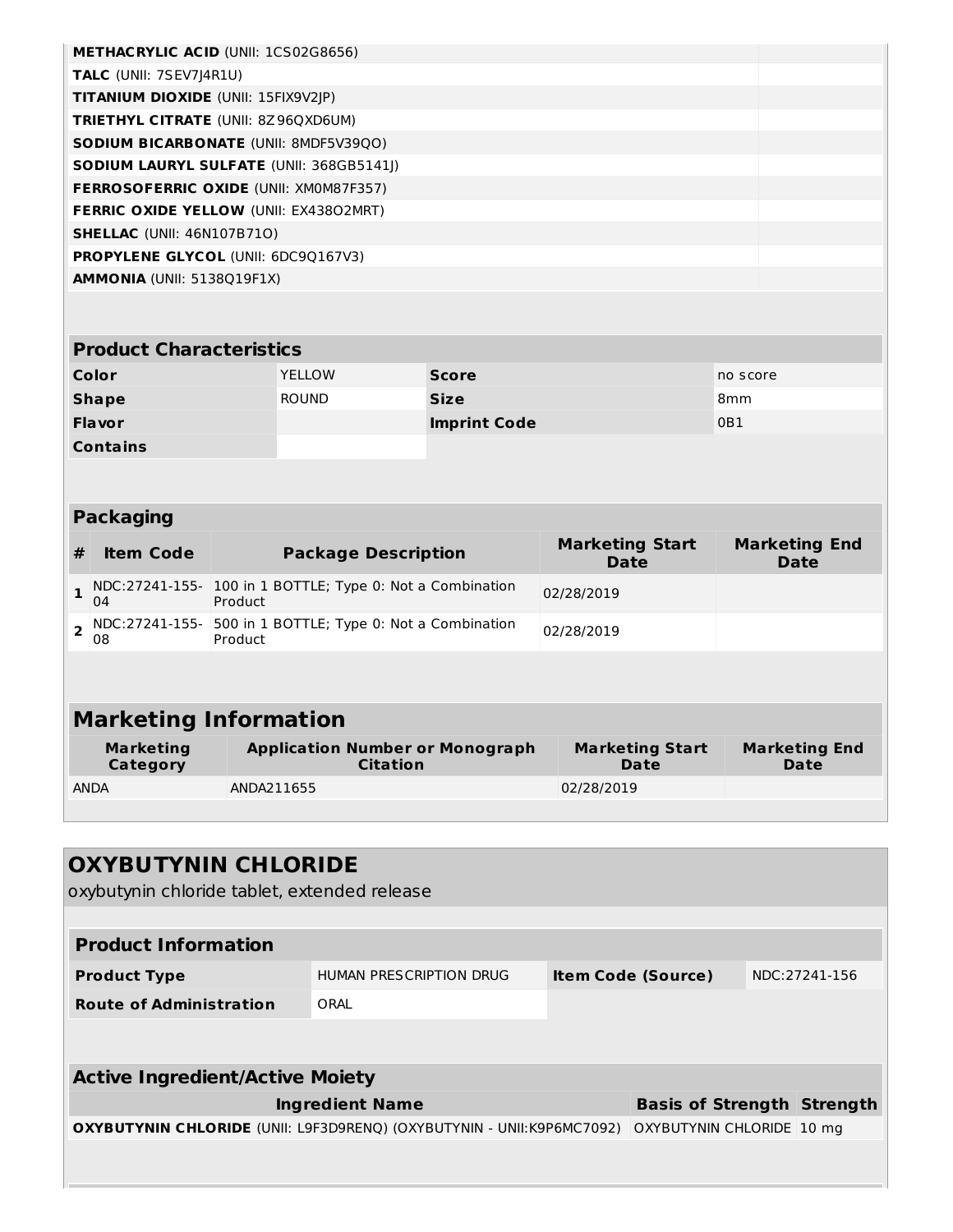| | |
|---|---|
| **METHACRYLIC ACID** (UNII: 1CS02G8656) | |
| **TALC** (UNII: 7SEV7J4R1U) | |
| **TITANIUM DIOXIDE** (UNII: 15FIX9V2JP) | |
| **TRIETHYL CITRATE** (UNII: 8Z96QXD6UM) | |
| **SODIUM BICARBONATE** (UNII: 8MDF5V39QO) | |
| **SODIUM LAURYL SULFATE** (UNII: 368GB5141J) | |
| **FERROSOFERRIC OXIDE** (UNII: XM0M87F357) | |
| **FERRIC OXIDE YELLOW** (UNII: EX438O2MRT) | |
| **SHELLAC** (UNII: 46N107B71O) | |
| **PROPYLENE GLYCOL** (UNII: 6DC9Q167V3) | |
| **AMMONIA** (UNII: 5138Q19F1X) | |

## Product Characteristics

| | | | |
|---|---|---|---|
| **Color** | YELLOW | **Score** | no score |
| **Shape** | ROUND | **Size** | 8mm |
| **Flavor** | | **Imprint Code** | 0B1 |
| **Contains** | | | |

## Packaging

| # | Item Code | Package Description | Marketing Start Date | Marketing End Date |
|---|---|---|---|---|
| 1 | NDC:27241-155-04 | 100 in 1 BOTTLE; Type 0: Not a Combination Product | 02/28/2019 | |
| 2 | NDC:27241-155-08 | 500 in 1 BOTTLE; Type 0: Not a Combination Product | 02/28/2019 | |

## Marketing Information

| Marketing Category | Application Number or Monograph Citation | Marketing Start Date | Marketing End Date |
|---|---|---|---|
| ANDA | ANDA211655 | 02/28/2019 | |

# OXYBUTYNIN CHLORIDE

oxybutynin chloride tablet, extended release

## Product Information

| | | | |
|---|---|---|---|
| **Product Type** | HUMAN PRESCRIPTION DRUG | **Item Code (Source)** | NDC:27241-156 |
| **Route of Administration** | ORAL | | |

## Active Ingredient/Active Moiety

| Ingredient Name | Basis of Strength | Strength |
|---|---|---|
| **OXYBUTYNIN CHLORIDE** (UNII: L9F3D9RENQ) (OXYBUTYNIN - UNII:K9P6MC7092) | OXYBUTYNIN CHLORIDE | 10 mg |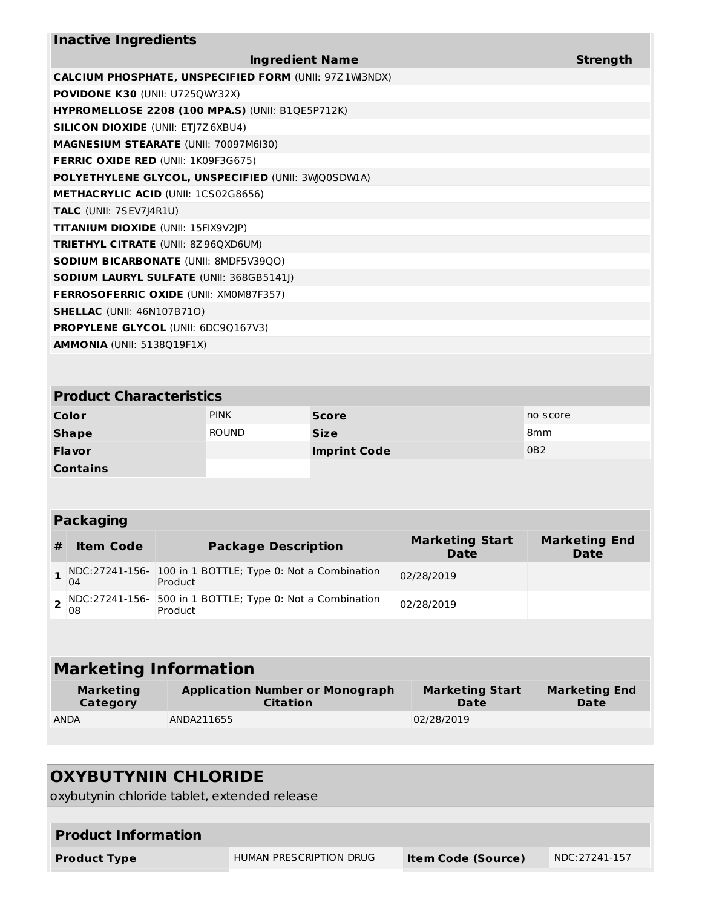## Inactive Ingredients

| Ingredient Name | Strength |
|---|---|
| **CALCIUM PHOSPHATE, UNSPECIFIED FORM** (UNII: 97Z1WI3NDX) | |
| **POVIDONE K30** (UNII: U725QWY32X) | |
| **HYPROMELLOSE 2208 (100 MPA.S)** (UNII: B1QE5P712K) | |
| **SILICON DIOXIDE** (UNII: ETJ7Z6XBU4) | |
| **MAGNESIUM STEARATE** (UNII: 70097M6I30) | |
| **FERRIC OXIDE RED** (UNII: 1K09F3G675) | |
| **POLYETHYLENE GLYCOL, UNSPECIFIED** (UNII: 3WJQ0SDW1A) | |
| **METHACRYLIC ACID** (UNII: 1CS02G8656) | |
| **TALC** (UNII: 7SEV7J4R1U) | |
| **TITANIUM DIOXIDE** (UNII: 15FIX9V2JP) | |
| **TRIETHYL CITRATE** (UNII: 8Z96QXD6UM) | |
| **SODIUM BICARBONATE** (UNII: 8MDF5V39QO) | |
| **SODIUM LAURYL SULFATE** (UNII: 368GB5141J) | |
| **FERROSOFERRIC OXIDE** (UNII: XM0M87F357) | |
| **SHELLAC** (UNII: 46N107B71O) | |
| **PROPYLENE GLYCOL** (UNII: 6DC9Q167V3) | |
| **AMMONIA** (UNII: 5138Q19F1X) | |

## Product Characteristics

| | | | |
|---|---|---|---|
| **Color** | PINK | **Score** | no score |
| **Shape** | ROUND | **Size** | 8mm |
| **Flavor** | | **Imprint Code** | 0B2 |
| **Contains** | | | |

## Packaging

| # | Item Code | Package Description | Marketing Start Date | Marketing End Date |
|---|---|---|---|---|
| **1** | NDC:27241-156-04 | 100 in 1 BOTTLE; Type 0: Not a Combination Product | 02/28/2019 | |
| **2** | NDC:27241-156-08 | 500 in 1 BOTTLE; Type 0: Not a Combination Product | 02/28/2019 | |

## Marketing Information

| Marketing Category | Application Number or Monograph Citation | Marketing Start Date | Marketing End Date |
|---|---|---|---|
| ANDA | ANDA211655 | 02/28/2019 | |

# OXYBUTYNIN CHLORIDE

oxybutynin chloride tablet, extended release

## Product Information

| | | | |
|---|---|---|---|
| **Product Type** | HUMAN PRESCRIPTION DRUG | **Item Code (Source)** | NDC:27241-157 |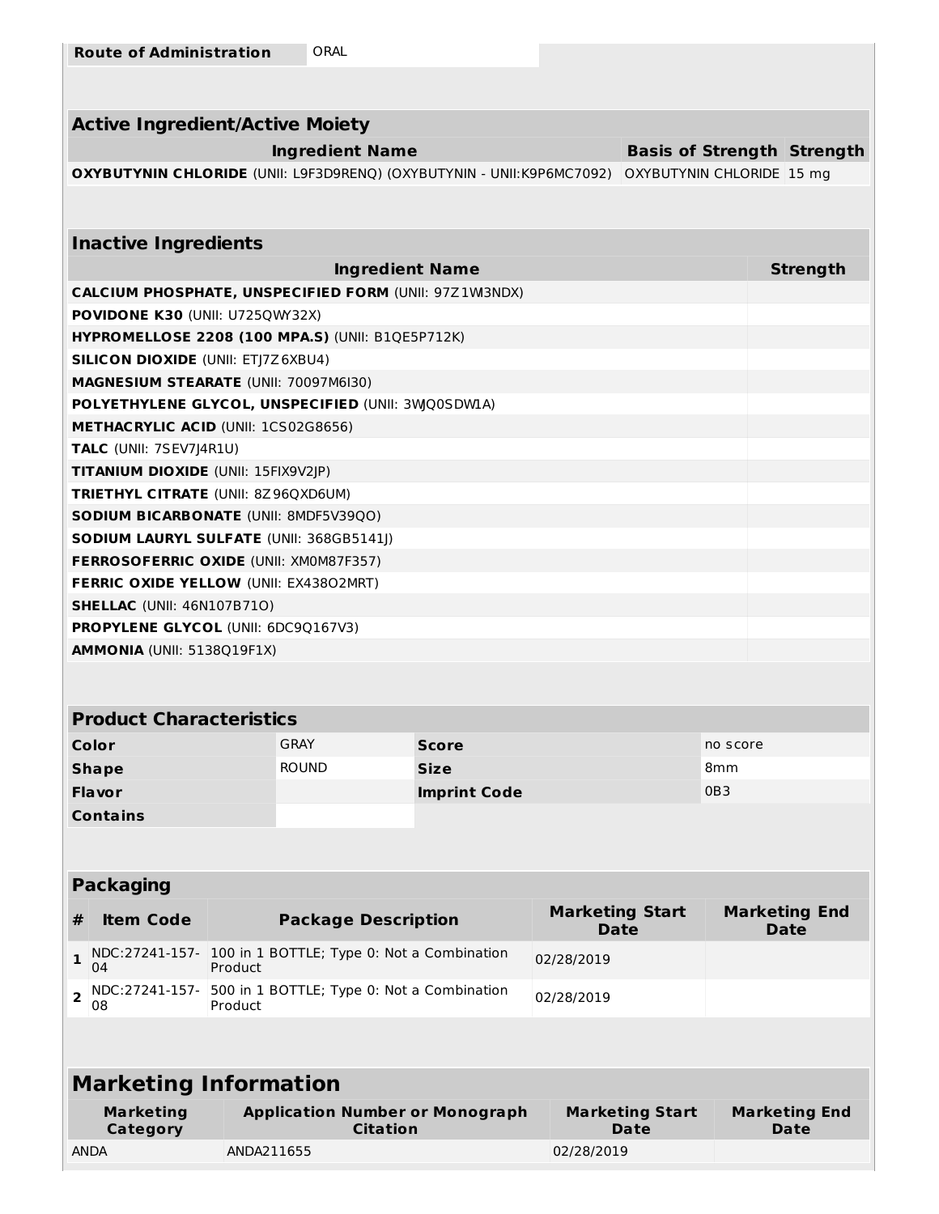| Route of Administration | ORAL |
| --- | --- |

| Active Ingredient/Active Moiety | | |
| --- | --- | --- |
| **Ingredient Name** | **Basis of Strength** | **Strength** |
| **OXYBUTYNIN CHLORIDE** (UNII: L9F3D9RENQ) (OXYBUTYNIN - UNII:K9P6MC7092) | OXYBUTYNIN CHLORIDE | 15 mg |

| Inactive Ingredients | |
| --- | --- |
| **Ingredient Name** | **Strength** |
| **CALCIUM PHOSPHATE, UNSPECIFIED FORM** (UNII: 97Z1WI3NDX) | |
| **POVIDONE K30** (UNII: U725QWY32X) | |
| **HYPROMELLOSE 2208 (100 MPA.S)** (UNII: B1QE5P712K) | |
| **SILICON DIOXIDE** (UNII: ETJ7Z6XBU4) | |
| **MAGNESIUM STEARATE** (UNII: 70097M6I30) | |
| **POLYETHYLENE GLYCOL, UNSPECIFIED** (UNII: 3WJQ0SDW1A) | |
| **METHACRYLIC ACID** (UNII: 1CS02G8656) | |
| **TALC** (UNII: 7SEV7J4R1U) | |
| **TITANIUM DIOXIDE** (UNII: 15FIX9V2JP) | |
| **TRIETHYL CITRATE** (UNII: 8Z96QXD6UM) | |
| **SODIUM BICARBONATE** (UNII: 8MDF5V39QO) | |
| **SODIUM LAURYL SULFATE** (UNII: 368GB5141J) | |
| **FERROSOFERRIC OXIDE** (UNII: XM0M87F357) | |
| **FERRIC OXIDE YELLOW** (UNII: EX438O2MRT) | |
| **SHELLAC** (UNII: 46N107B71O) | |
| **PROPYLENE GLYCOL** (UNII: 6DC9Q167V3) | |
| **AMMONIA** (UNII: 5138Q19F1X) | |

| Product Characteristics | | | |
| --- | --- | --- | --- |
| **Color** | GRAY | **Score** | no score |
| **Shape** | ROUND | **Size** | 8mm |
| **Flavor** | | **Imprint Code** | 0B3 |
| **Contains** | | | |

| Packaging | | | | |
| --- | --- | --- | --- | --- |
| **#** | **Item Code** | **Package Description** | **Marketing Start Date** | **Marketing End Date** |
| **1** | NDC:27241-157-04 | 100 in 1 BOTTLE; Type 0: Not a Combination Product | 02/28/2019 | |
| **2** | NDC:27241-157-08 | 500 in 1 BOTTLE; Type 0: Not a Combination Product | 02/28/2019 | |

| Marketing Information | | | |
| --- | --- | --- | --- |
| **Marketing Category** | **Application Number or Monograph Citation** | **Marketing Start Date** | **Marketing End Date** |
| ANDA | ANDA211655 | 02/28/2019 | |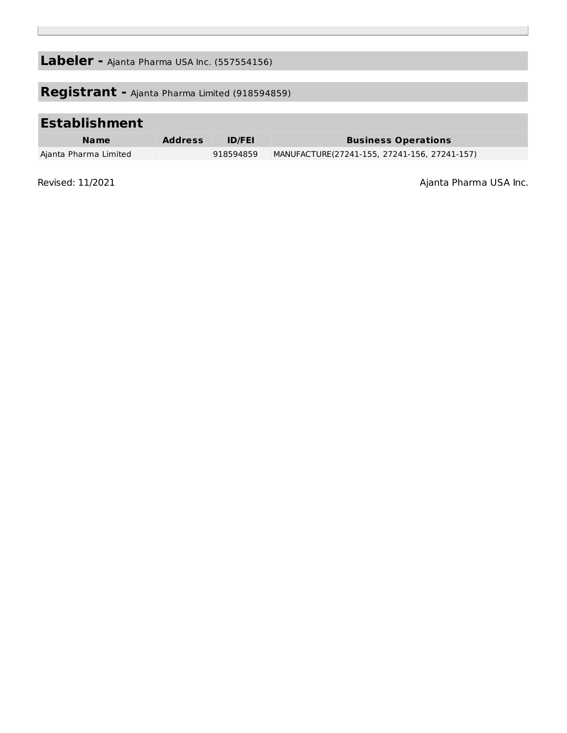## **Labeler -** Ajanta Pharma USA Inc. (557554156)

## **Registrant -** Ajanta Pharma Limited (918594859)

## Establishment

| Name | Address | ID/FEI | Business Operations |
|---|---|---|---|
| Ajanta Pharma Limited | | 918594859 | MANUFACTURE(27241-155, 27241-156, 27241-157) |

Revised: 11/2021

Ajanta Pharma USA Inc.